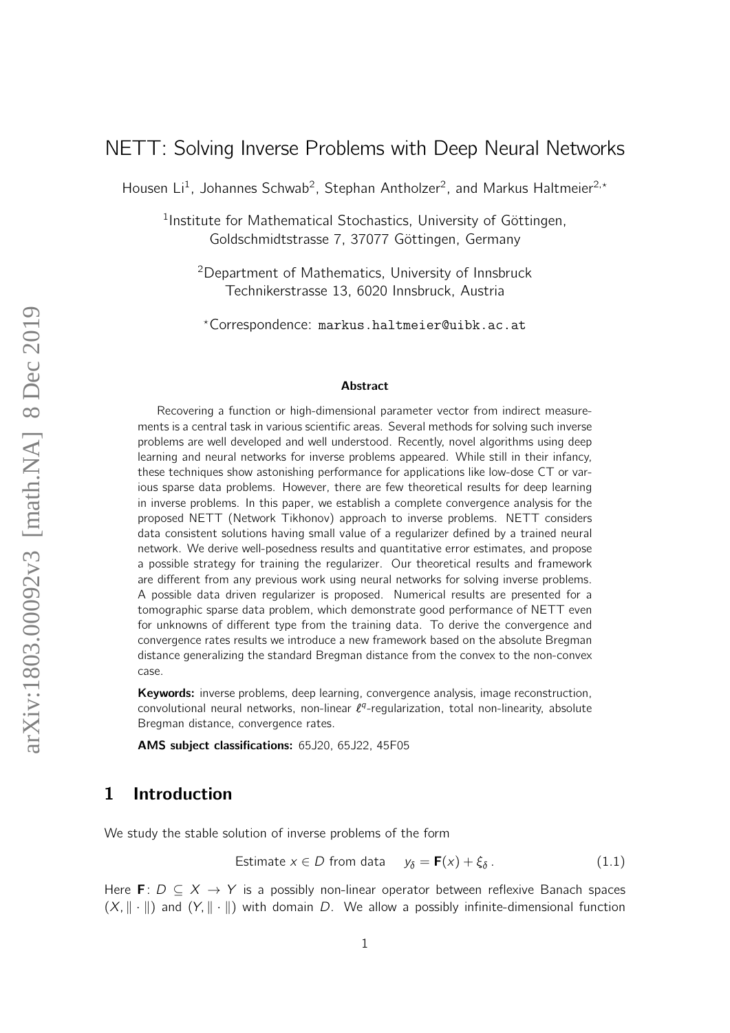# NETT: Solving Inverse Problems with Deep Neural Networks

Housen Li[1], Johannes Schwab[2], Stephan Antholzer[2], and Markus Haltmeier[2,⋆]

[1]Institute for Mathematical Stochastics, University of Göttingen, Goldschmidtstrasse 7, 37077 Göttingen, Germany

[2]Department of Mathematics, University of Innsbruck Technikerstrasse 13, 6020 Innsbruck, Austria

[⋆]Correspondence: markus.haltmeier@uibk.ac.at

**Abstract**

Recovering a function or high-dimensional parameter vector from indirect measurements is a central task in various scientific areas. Several methods for solving such inverse problems are well developed and well understood. Recently, novel algorithms using deep learning and neural networks for inverse problems appeared. While still in their infancy, these techniques show astonishing performance for applications like low-dose CT or various sparse data problems. However, there are few theoretical results for deep learning in inverse problems. In this paper, we establish a complete convergence analysis for the proposed NETT (Network Tikhonov) approach to inverse problems. NETT considers data consistent solutions having small value of a regularizer defined by a trained neural network. We derive well-posedness results and quantitative error estimates, and propose a possible strategy for training the regularizer. Our theoretical results and framework are different from any previous work using neural networks for solving inverse problems. A possible data driven regularizer is proposed. Numerical results are presented for a tomographic sparse data problem, which demonstrate good performance of NETT even for unknowns of different type from the training data. To derive the convergence and convergence rates results we introduce a new framework based on the absolute Bregman distance generalizing the standard Bregman distance from the convex to the non-convex case.

**Keywords:** inverse problems, deep learning, convergence analysis, image reconstruction, convolutional neural networks, non-linear $\ell^q$-regularization, total non-linearity, absolute Bregman distance, convergence rates.

**AMS subject classifications:** 65J20, 65J22, 45F05

## 1 Introduction

We study the stable solution of inverse problems of the form

$$\text{Estimate } x \in D \text{ from data} \quad y_\delta = \mathbf{F}(x) + \xi_\delta\,. \tag{1.1}$$

Here $\mathbf{F}\colon D \subseteq X \to Y$ is a possibly non-linear operator between reflexive Banach spaces $(X, \|\cdot\|)$ and $(Y, \|\cdot\|)$ with domain $D$. We allow a possibly infinite-dimensional function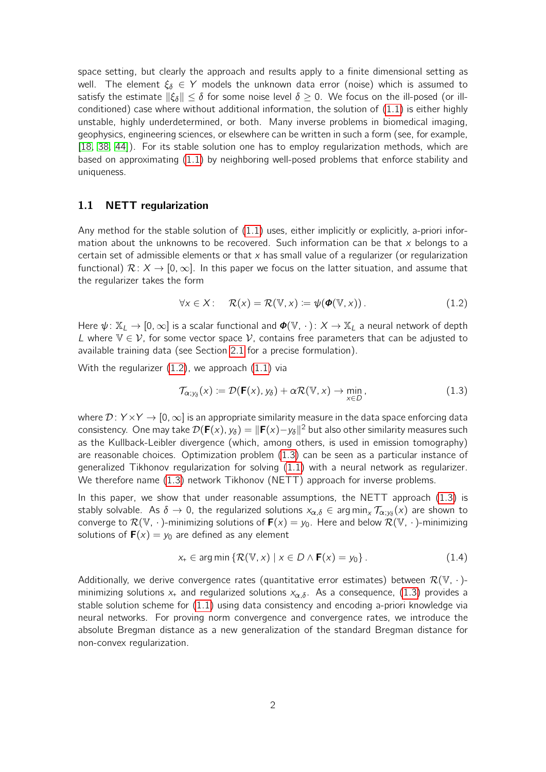space setting, but clearly the approach and results apply to a finite dimensional setting as well. The element $\xi_\delta \in Y$ models the unknown data error (noise) which is assumed to satisfy the estimate $\|\xi_\delta\| \leq \delta$ for some noise level $\delta \geq 0$. We focus on the ill-posed (or ill-conditioned) case where without additional information, the solution of (1.1) is either highly unstable, highly underdetermined, or both. Many inverse problems in biomedical imaging, geophysics, engineering sciences, or elsewhere can be written in such a form (see, for example, [18, 38, 44]). For its stable solution one has to employ regularization methods, which are based on approximating (1.1) by neighboring well-posed problems that enforce stability and uniqueness.

### 1.1 NETT regularization

Any method for the stable solution of (1.1) uses, either implicitly or explicitly, a-priori information about the unknowns to be recovered. Such information can be that $x$ belongs to a certain set of admissible elements or that $x$ has small value of a regularizer (or regularization functional) $\mathcal{R} \colon X \to [0, \infty]$. In this paper we focus on the latter situation, and assume that the regularizer takes the form

$$\forall x \in X: \quad \mathcal{R}(x) = \mathcal{R}(\mathbb{V}, x) \coloneqq \psi(\boldsymbol{\Phi}(\mathbb{V}, x)) \,. \tag{1.2}$$

Here $\psi \colon \mathbb{X}_L \to [0, \infty]$ is a scalar functional and $\boldsymbol{\Phi}(\mathbb{V}, \cdot\,) \colon X \to \mathbb{X}_L$ a neural network of depth $L$ where $\mathbb{V} \in \mathcal{V}$, for some vector space $\mathcal{V}$, contains free parameters that can be adjusted to available training data (see Section 2.1 for a precise formulation).

With the regularizer (1.2), we approach (1.1) via

$$\mathcal{T}_{\alpha;y_\delta}(x) \coloneqq \mathcal{D}(\mathbf{F}(x), y_\delta) + \alpha \mathcal{R}(\mathbb{V}, x) \to \min_{x \in D} \,, \tag{1.3}$$

where $\mathcal{D} \colon Y \times Y \to [0, \infty]$ is an appropriate similarity measure in the data space enforcing data consistency. One may take $\mathcal{D}(\mathbf{F}(x), y_\delta) = \|\mathbf{F}(x) - y_\delta\|^2$ but also other similarity measures such as the Kullback-Leibler divergence (which, among others, is used in emission tomography) are reasonable choices. Optimization problem (1.3) can be seen as a particular instance of generalized Tikhonov regularization for solving (1.1) with a neural network as regularizer. We therefore name (1.3) network Tikhonov (NETT) approach for inverse problems.

In this paper, we show that under reasonable assumptions, the NETT approach (1.3) is stably solvable. As $\delta \to 0$, the regularized solutions $x_{\alpha,\delta} \in \arg\min_x \mathcal{T}_{\alpha;y_\delta}(x)$ are shown to converge to $\mathcal{R}(\mathbb{V}, \cdot\,)$-minimizing solutions of $\mathbf{F}(x) = y_0$. Here and below $\mathcal{R}(\mathbb{V}, \cdot\,)$-minimizing solutions of $\mathbf{F}(x) = y_0$ are defined as any element

$$x_+ \in \arg\min \left\{ \mathcal{R}(\mathbb{V}, x) \mid x \in D \wedge \mathbf{F}(x) = y_0 \right\} . \tag{1.4}$$

Additionally, we derive convergence rates (quantitative error estimates) between $\mathcal{R}(\mathbb{V}, \cdot\,)$-minimizing solutions $x_+$ and regularized solutions $x_{\alpha,\delta}$. As a consequence, (1.3) provides a stable solution scheme for (1.1) using data consistency and encoding a-priori knowledge via neural networks. For proving norm convergence and convergence rates, we introduce the absolute Bregman distance as a new generalization of the standard Bregman distance for non-convex regularization.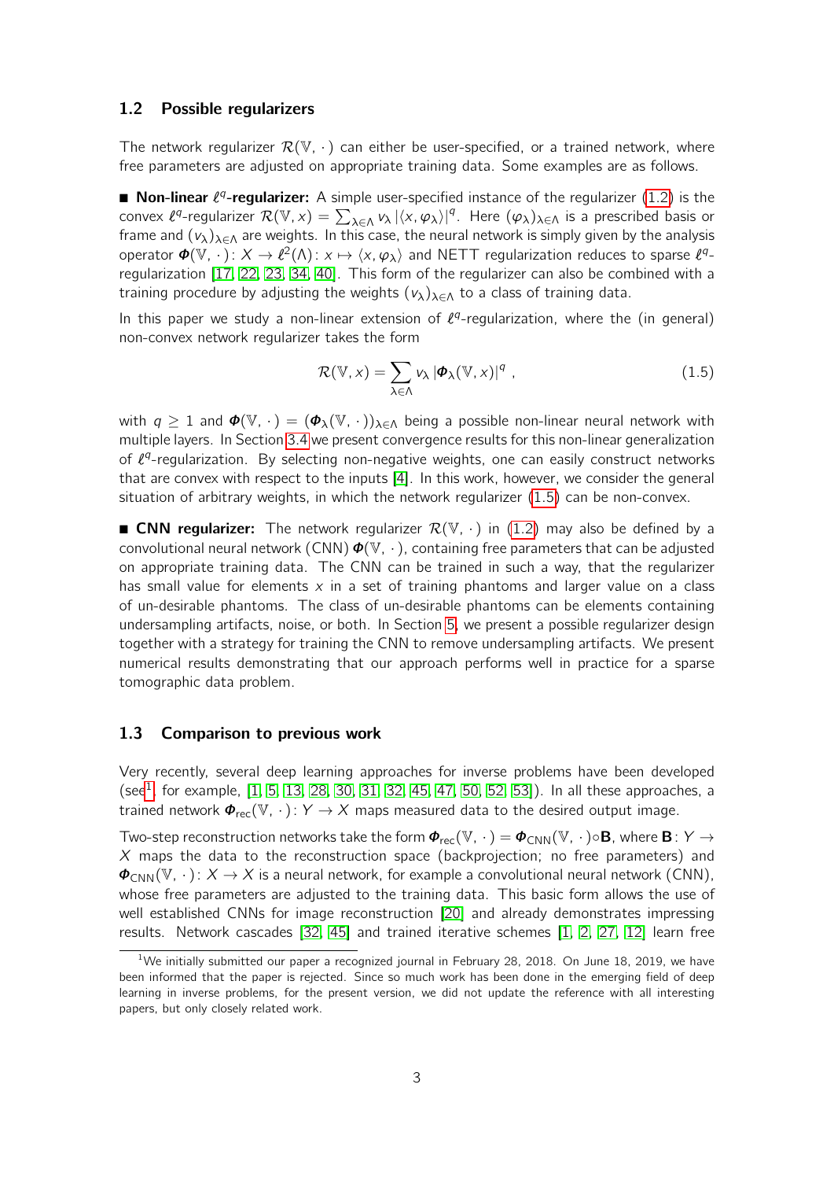### 1.2 Possible regularizers

The network regularizer $\mathcal{R}(\mathbb{V}, \cdot)$ can either be user-specified, or a trained network, where free parameters are adjusted on appropriate training data. Some examples are as follows.

■ **Non-linear $\ell^q$-regularizer:** A simple user-specified instance of the regularizer (1.2) is the convex $\ell^q$-regularizer $\mathcal{R}(\mathbb{V}, x) = \sum_{\lambda \in \Lambda} v_\lambda |\langle x, \varphi_\lambda \rangle|^q$. Here $(\varphi_\lambda)_{\lambda\in\Lambda}$ is a prescribed basis or frame and $(v_\lambda)_{\lambda\in\Lambda}$ are weights. In this case, the neural network is simply given by the analysis operator $\boldsymbol{\Phi}(\mathbb{V}, \cdot) \colon X \to \ell^2(\Lambda) \colon x \mapsto \langle x, \varphi_\lambda \rangle$ and NETT regularization reduces to sparse $\ell^q$-regularization [17, 22, 23, 34, 40]. This form of the regularizer can also be combined with a training procedure by adjusting the weights $(v_\lambda)_{\lambda\in\Lambda}$ to a class of training data.

In this paper we study a non-linear extension of $\ell^q$-regularization, where the (in general) non-convex network regularizer takes the form

$$\mathcal{R}(\mathbb{V}, x) = \sum_{\lambda \in \Lambda} v_\lambda \, |\boldsymbol{\Phi}_\lambda(\mathbb{V}, x)|^q \,, \tag{1.5}$$

with $q \geq 1$ and $\boldsymbol{\Phi}(\mathbb{V}, \cdot) = (\boldsymbol{\Phi}_\lambda(\mathbb{V}, \cdot))_{\lambda\in\Lambda}$ being a possible non-linear neural network with multiple layers. In Section 3.4 we present convergence results for this non-linear generalization of $\ell^q$-regularization. By selecting non-negative weights, one can easily construct networks that are convex with respect to the inputs [4]. In this work, however, we consider the general situation of arbitrary weights, in which the network regularizer (1.5) can be non-convex.

■ **CNN regularizer:** The network regularizer $\mathcal{R}(\mathbb{V}, \cdot)$ in (1.2) may also be defined by a convolutional neural network (CNN) $\boldsymbol{\Phi}(\mathbb{V}, \cdot)$, containing free parameters that can be adjusted on appropriate training data. The CNN can be trained in such a way, that the regularizer has small value for elements $x$ in a set of training phantoms and larger value on a class of un-desirable phantoms. The class of un-desirable phantoms can be elements containing undersampling artifacts, noise, or both. In Section 5, we present a possible regularizer design together with a strategy for training the CNN to remove undersampling artifacts. We present numerical results demonstrating that our approach performs well in practice for a sparse tomographic data problem.

### 1.3 Comparison to previous work

Very recently, several deep learning approaches for inverse problems have been developed (see[1], for example, [1, 5, 13, 28, 30, 31, 32, 45, 47, 50, 52, 53]). In all these approaches, a trained network $\boldsymbol{\Phi}_{\rm rec}(\mathbb{V}, \cdot) \colon Y \to X$ maps measured data to the desired output image.

Two-step reconstruction networks take the form $\boldsymbol{\Phi}_{\rm rec}(\mathbb{V}, \cdot) = \boldsymbol{\Phi}_{\rm CNN}(\mathbb{V}, \cdot) \circ \mathbf{B}$, where $\mathbf{B} \colon Y \to X$ maps the data to the reconstruction space (backprojection; no free parameters) and $\boldsymbol{\Phi}_{\rm CNN}(\mathbb{V}, \cdot) \colon X \to X$ is a neural network, for example a convolutional neural network (CNN), whose free parameters are adjusted to the training data. This basic form allows the use of well established CNNs for image reconstruction [20] and already demonstrates impressing results. Network cascades [32, 45] and trained iterative schemes [1, 2, 27, 12] learn free

[1] We initially submitted our paper a recognized journal in February 28, 2018. On June 18, 2019, we have been informed that the paper is rejected. Since so much work has been done in the emerging field of deep learning in inverse problems, for the present version, we did not update the reference with all interesting papers, but only closely related work.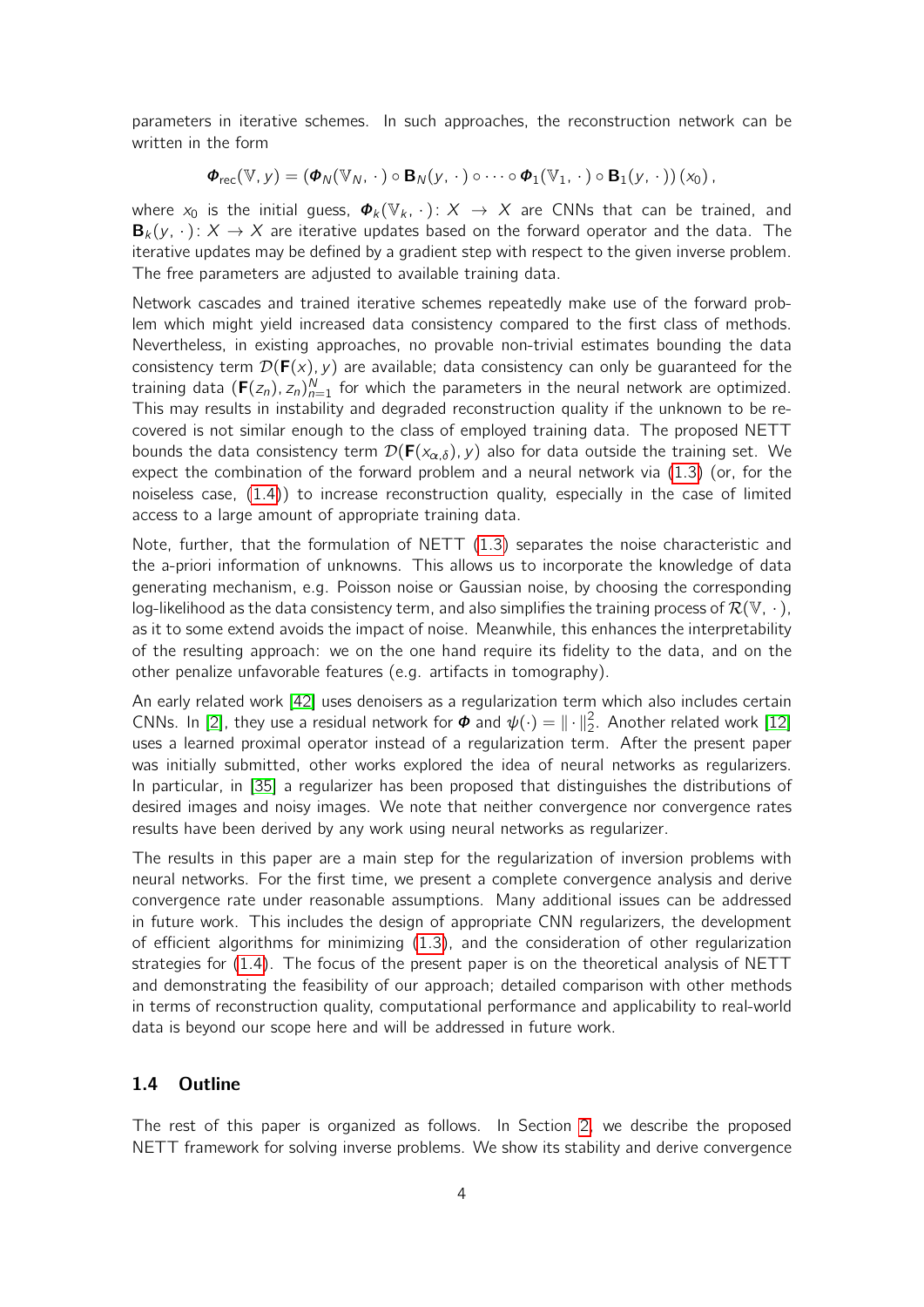parameters in iterative schemes. In such approaches, the reconstruction network can be written in the form

$$\boldsymbol{\Phi}_{\mathrm{rec}}(\mathbb{V}, y) = \left(\boldsymbol{\Phi}_N(\mathbb{V}_N, \cdot\,) \circ \mathbf{B}_N(y, \cdot\,) \circ \cdots \circ \boldsymbol{\Phi}_1(\mathbb{V}_1, \cdot\,) \circ \mathbf{B}_1(y, \cdot\,)\right)(x_0)\,,$$

where $x_0$ is the initial guess, $\boldsymbol{\Phi}_k(\mathbb{V}_k, \cdot\,) \colon X \to X$ are CNNs that can be trained, and $\mathbf{B}_k(y, \cdot\,) \colon X \to X$ are iterative updates based on the forward operator and the data. The iterative updates may be defined by a gradient step with respect to the given inverse problem. The free parameters are adjusted to available training data.

Network cascades and trained iterative schemes repeatedly make use of the forward problem which might yield increased data consistency compared to the first class of methods. Nevertheless, in existing approaches, no provable non-trivial estimates bounding the data consistency term $\mathcal{D}(\mathbf{F}(x), y)$ are available; data consistency can only be guaranteed for the training data $(\mathbf{F}(z_n), z_n)_{n=1}^N$ for which the parameters in the neural network are optimized. This may results in instability and degraded reconstruction quality if the unknown to be recovered is not similar enough to the class of employed training data. The proposed NETT bounds the data consistency term $\mathcal{D}(\mathbf{F}(x_{\alpha,\delta}), y)$ also for data outside the training set. We expect the combination of the forward problem and a neural network via (1.3) (or, for the noiseless case, (1.4)) to increase reconstruction quality, especially in the case of limited access to a large amount of appropriate training data.

Note, further, that the formulation of NETT (1.3) separates the noise characteristic and the a-priori information of unknowns. This allows us to incorporate the knowledge of data generating mechanism, e.g. Poisson noise or Gaussian noise, by choosing the corresponding log-likelihood as the data consistency term, and also simplifies the training process of $\mathcal{R}(\mathbb{V}, \cdot\,)$, as it to some extend avoids the impact of noise. Meanwhile, this enhances the interpretability of the resulting approach: we on the one hand require its fidelity to the data, and on the other penalize unfavorable features (e.g. artifacts in tomography).

An early related work [42] uses denoisers as a regularization term which also includes certain CNNs. In [2], they use a residual network for $\boldsymbol{\Phi}$ and $\psi(\cdot) = \|\cdot\|_2^2$. Another related work [12] uses a learned proximal operator instead of a regularization term. After the present paper was initially submitted, other works explored the idea of neural networks as regularizers. In particular, in [35] a regularizer has been proposed that distinguishes the distributions of desired images and noisy images. We note that neither convergence nor convergence rates results have been derived by any work using neural networks as regularizer.

The results in this paper are a main step for the regularization of inversion problems with neural networks. For the first time, we present a complete convergence analysis and derive convergence rate under reasonable assumptions. Many additional issues can be addressed in future work. This includes the design of appropriate CNN regularizers, the development of efficient algorithms for minimizing (1.3), and the consideration of other regularization strategies for (1.4). The focus of the present paper is on the theoretical analysis of NETT and demonstrating the feasibility of our approach; detailed comparison with other methods in terms of reconstruction quality, computational performance and applicability to real-world data is beyond our scope here and will be addressed in future work.

### 1.4 Outline

The rest of this paper is organized as follows. In Section 2, we describe the proposed NETT framework for solving inverse problems. We show its stability and derive convergence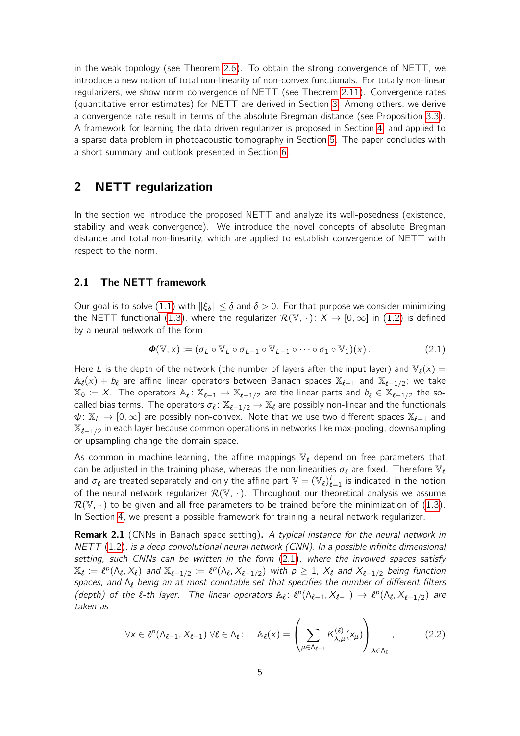in the weak topology (see Theorem 2.6). To obtain the strong convergence of NETT, we introduce a new notion of total non-linearity of non-convex functionals. For totally non-linear regularizers, we show norm convergence of NETT (see Theorem 2.11). Convergence rates (quantitative error estimates) for NETT are derived in Section 3. Among others, we derive a convergence rate result in terms of the absolute Bregman distance (see Proposition 3.3). A framework for learning the data driven regularizer is proposed in Section 4 and applied to a sparse data problem in photoacoustic tomography in Section 5. The paper concludes with a short summary and outlook presented in Section 6.

## 2 NETT regularization

In the section we introduce the proposed NETT and analyze its well-posedness (existence, stability and weak convergence). We introduce the novel concepts of absolute Bregman distance and total non-linearity, which are applied to establish convergence of NETT with respect to the norm.

### 2.1 The NETT framework

Our goal is to solve (1.1) with $\|\xi_\delta\| \leq \delta$ and $\delta > 0$. For that purpose we consider minimizing the NETT functional (1.3), where the regularizer $\mathcal{R}(\mathbb{V}, \cdot)\colon X \to [0, \infty]$ in (1.2) is defined by a neural network of the form

$$\boldsymbol{\Phi}(\mathbb{V}, x) := (\sigma_L \circ \mathbb{V}_L \circ \sigma_{L-1} \circ \mathbb{V}_{L-1} \circ \cdots \circ \sigma_1 \circ \mathbb{V}_1)(x) \,. \tag{2.1}$$

Here $L$ is the depth of the network (the number of layers after the input layer) and $\mathbb{V}_\ell(x) = \mathbb{A}_\ell(x) + b_\ell$ are affine linear operators between Banach spaces $\mathbb{X}_{\ell-1}$ and $\mathbb{X}_{\ell-1/2}$; we take $\mathbb{X}_0 := X$. The operators $\mathbb{A}_\ell\colon \mathbb{X}_{\ell-1} \to \mathbb{X}_{\ell-1/2}$ are the linear parts and $b_\ell \in \mathbb{X}_{\ell-1/2}$ the so-called bias terms. The operators $\sigma_\ell\colon \mathbb{X}_{\ell-1/2} \to \mathbb{X}_\ell$ are possibly non-linear and the functionals $\psi\colon \mathbb{X}_L \to [0, \infty]$ are possibly non-convex. Note that we use two different spaces $\mathbb{X}_{\ell-1}$ and $\mathbb{X}_{\ell-1/2}$ in each layer because common operations in networks like max-pooling, downsampling or upsampling change the domain space.

As common in machine learning, the affine mappings $\mathbb{V}_\ell$ depend on free parameters that can be adjusted in the training phase, whereas the non-linearities $\sigma_\ell$ are fixed. Therefore $\mathbb{V}_\ell$ and $\sigma_\ell$ are treated separately and only the affine part $\mathbb{V} = (\mathbb{V}_\ell)_{\ell=1}^L$ is indicated in the notion of the neural network regularizer $\mathcal{R}(\mathbb{V}, \cdot)$. Throughout our theoretical analysis we assume $\mathcal{R}(\mathbb{V}, \cdot)$ to be given and all free parameters to be trained before the minimization of (1.3). In Section 4, we present a possible framework for training a neural network regularizer.

**Remark 2.1** (CNNs in Banach space setting)**.** *A typical instance for the neural network in NETT (1.2), is a deep convolutional neural network (CNN). In a possible infinite dimensional setting, such CNNs can be written in the form (2.1), where the involved spaces satisfy $\mathbb{X}_\ell := \ell^p(\Lambda_\ell, X_\ell)$ and $\mathbb{X}_{\ell-1/2} := \ell^p(\Lambda_\ell, X_{\ell-1/2})$ with $p \geq 1$, $X_\ell$ and $X_{\ell-1/2}$ being function spaces, and $\Lambda_\ell$ being an at most countable set that specifies the number of different filters (depth) of the $\ell$-th layer. The linear operators $\mathbb{A}_\ell\colon \ell^p(\Lambda_{\ell-1}, X_{\ell-1}) \to \ell^p(\Lambda_\ell, X_{\ell-1/2})$ are taken as*

$$\forall x \in \ell^p(\Lambda_{\ell-1}, X_{\ell-1}) \; \forall \ell \in \Lambda_\ell\colon \quad \mathbb{A}_\ell(x) = \left( \sum_{\mu \in \Lambda_{\ell-1}} K_{\lambda,\mu}^{(\ell)}(x_\mu) \right)_{\lambda \in \Lambda_\ell} , \tag{2.2}$$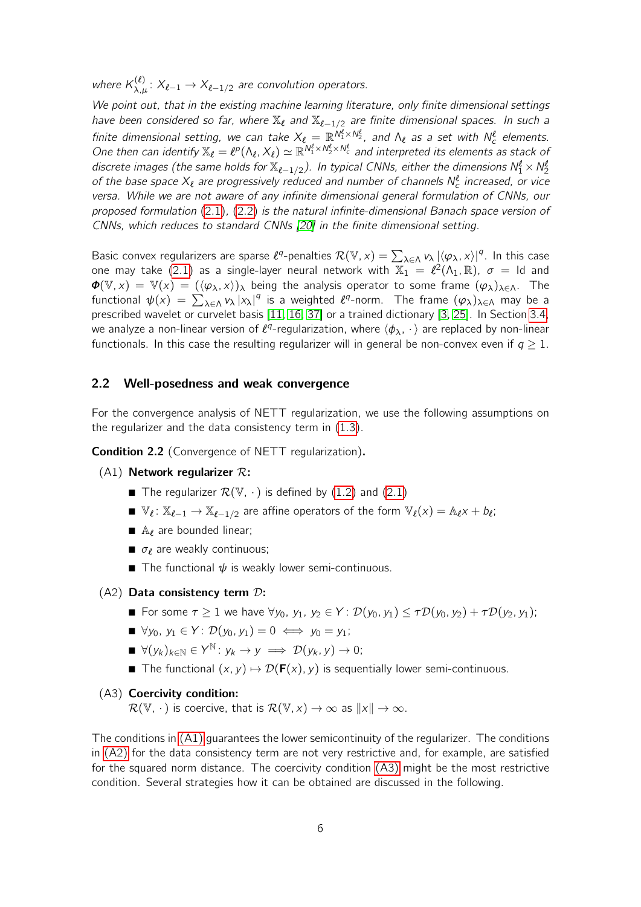*where $K^{(\ell)}_{\lambda,\mu}\colon X_{\ell-1} \to X_{\ell-1/2}$ are convolution operators.*

*We point out, that in the existing machine learning literature, only finite dimensional settings have been considered so far, where $\mathbb{X}_\ell$ and $\mathbb{X}_{\ell-1/2}$ are finite dimensional spaces. In such a finite dimensional setting, we can take $X_\ell = \mathbb{R}^{N_1^\ell \times N_2^\ell}$, and $\Lambda_\ell$ as a set with $N_c^\ell$ elements. One then can identify $\mathbb{X}_\ell = \ell^p(\Lambda_\ell, X_\ell) \simeq \mathbb{R}^{N_1^\ell \times N_2^\ell \times N_c^\ell}$ and interpreted its elements as stack of discrete images (the same holds for $\mathbb{X}_{\ell-1/2}$). In typical CNNs, either the dimensions $N_1^\ell \times N_2^\ell$ of the base space $X_\ell$ are progressively reduced and number of channels $N_c^\ell$ increased, or vice versa. While we are not aware of any infinite dimensional general formulation of CNNs, our proposed formulation (2.1), (2.2) is the natural infinite-dimensional Banach space version of CNNs, which reduces to standard CNNs [20] in the finite dimensional setting.*

Basic convex regularizers are sparse $\ell^q$-penalties $\mathcal{R}(\mathbb{V}, x) = \sum_{\lambda\in\Lambda} v_\lambda \, |\langle \varphi_\lambda, x\rangle|^q$. In this case one may take (2.1) as a single-layer neural network with $\mathbb{X}_1 = \ell^2(\Lambda_1, \mathbb{R})$, $\sigma = \mathrm{Id}$ and $\boldsymbol{\Phi}(\mathbb{V}, x) = \mathbb{V}(x) = (\langle \varphi_\lambda, x\rangle)_\lambda$ being the analysis operator to some frame $(\varphi_\lambda)_{\lambda\in\Lambda}$. The functional $\psi(x) = \sum_{\lambda\in\Lambda} v_\lambda \, |x_\lambda|^q$ is a weighted $\ell^q$-norm. The frame $(\varphi_\lambda)_{\lambda\in\Lambda}$ may be a prescribed wavelet or curvelet basis [11, 16, 37] or a trained dictionary [3, 25]. In Section 3.4, we analyze a non-linear version of $\ell^q$-regularization, where $\langle \phi_\lambda, \cdot\,\rangle$ are replaced by non-linear functionals. In this case the resulting regularizer will in general be non-convex even if $q \geq 1$.

## 2.2 Well-posedness and weak convergence

For the convergence analysis of NETT regularization, we use the following assumptions on the regularizer and the data consistency term in (1.3).

**Condition 2.2** (Convergence of NETT regularization)**.**

(A1) **Network regularizer $\mathcal{R}$:**

- The regularizer $\mathcal{R}(\mathbb{V}, \cdot\,)$ is defined by (1.2) and (2.1)
- $\mathbb{V}_\ell\colon \mathbb{X}_{\ell-1} \to \mathbb{X}_{\ell-1/2}$ are affine operators of the form $\mathbb{V}_\ell(x) = \mathbb{A}_\ell x + b_\ell$;
- $\mathbb{A}_\ell$ are bounded linear;
- $\sigma_\ell$ are weakly continuous;
- The functional $\psi$ is weakly lower semi-continuous.

(A2) **Data consistency term $\mathcal{D}$:**

- For some $\tau \geq 1$ we have $\forall y_0, y_1, y_2 \in Y\colon \mathcal{D}(y_0, y_1) \leq \tau \mathcal{D}(y_0, y_2) + \tau \mathcal{D}(y_2, y_1)$;
- $\forall y_0, y_1 \in Y\colon \mathcal{D}(y_0, y_1) = 0 \iff y_0 = y_1$;
- $\forall (y_k)_{k\in\mathbb{N}} \in Y^{\mathbb{N}}\colon y_k \to y \implies \mathcal{D}(y_k, y) \to 0$;
- The functional $(x, y) \mapsto \mathcal{D}(\mathbf{F}(x), y)$ is sequentially lower semi-continuous.

(A3) **Coercivity condition:**
$\mathcal{R}(\mathbb{V}, \cdot\,)$ is coercive, that is $\mathcal{R}(\mathbb{V}, x) \to \infty$ as $\|x\| \to \infty$.

The conditions in (A1) guarantees the lower semicontinuity of the regularizer. The conditions in (A2) for the data consistency term are not very restrictive and, for example, are satisfied for the squared norm distance. The coercivity condition (A3) might be the most restrictive condition. Several strategies how it can be obtained are discussed in the following.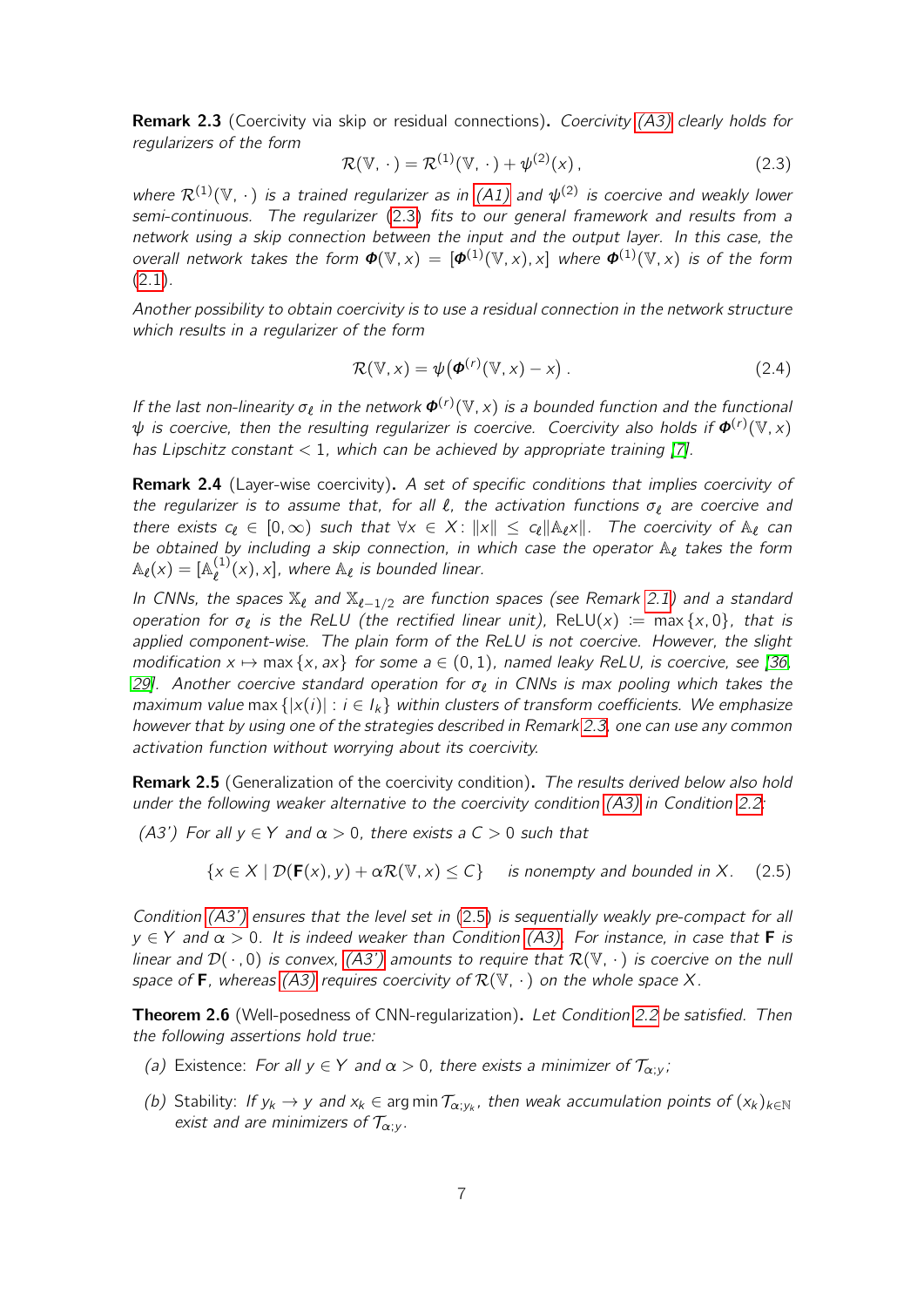**Remark 2.3** (Coercivity via skip or residual connections)**.** *Coercivity (A3) clearly holds for regularizers of the form*

$$\mathcal{R}(\mathbb{V}, \,\cdot\,) = \mathcal{R}^{(1)}(\mathbb{V}, \,\cdot\,) + \psi^{(2)}(x)\,, \tag{2.3}$$

*where $\mathcal{R}^{(1)}(\mathbb{V}, \,\cdot\,)$ is a trained regularizer as in (A1) and $\psi^{(2)}$ is coercive and weakly lower semi-continuous. The regularizer (2.3) fits to our general framework and results from a network using a skip connection between the input and the output layer. In this case, the overall network takes the form $\boldsymbol{\Phi}(\mathbb{V}, x) = [\boldsymbol{\Phi}^{(1)}(\mathbb{V}, x), x]$ where $\boldsymbol{\Phi}^{(1)}(\mathbb{V}, x)$ is of the form (2.1).*

*Another possibility to obtain coercivity is to use a residual connection in the network structure which results in a regularizer of the form*

$$\mathcal{R}(\mathbb{V}, x) = \psi\big(\boldsymbol{\Phi}^{(r)}(\mathbb{V}, x) - x\big)\,. \tag{2.4}$$

*If the last non-linearity $\sigma_\ell$ in the network $\boldsymbol{\Phi}^{(r)}(\mathbb{V}, x)$ is a bounded function and the functional $\psi$ is coercive, then the resulting regularizer is coercive. Coercivity also holds if $\boldsymbol{\Phi}^{(r)}(\mathbb{V}, x)$ has Lipschitz constant $< 1$, which can be achieved by appropriate training [7].*

**Remark 2.4** (Layer-wise coercivity)**.** *A set of specific conditions that implies coercivity of the regularizer is to assume that, for all $\ell$, the activation functions $\sigma_\ell$ are coercive and there exists $c_\ell \in [0, \infty)$ such that $\forall x \in X\colon \|x\| \leq c_\ell \|\mathbb{A}_\ell x\|$. The coercivity of $\mathbb{A}_\ell$ can be obtained by including a skip connection, in which case the operator $\mathbb{A}_\ell$ takes the form $\mathbb{A}_\ell(x) = [\mathbb{A}_\ell^{(1)}(x), x]$, where $\mathbb{A}_\ell$ is bounded linear.*

*In CNNs, the spaces $\mathbb{X}_\ell$ and $\mathbb{X}_{\ell-1/2}$ are function spaces (see Remark 2.1) and a standard operation for $\sigma_\ell$ is the ReLU (the rectified linear unit), $\mathrm{ReLU}(x) := \max\{x, 0\}$, that is applied component-wise. The plain form of the ReLU is not coercive. However, the slight modification $x \mapsto \max\{x, ax\}$ for some $a \in (0, 1)$, named leaky ReLU, is coercive, see [36, 29]. Another coercive standard operation for $\sigma_\ell$ in CNNs is max pooling which takes the maximum value $\max\{|x(i)| : i \in I_k\}$ within clusters of transform coefficients. We emphasize however that by using one of the strategies described in Remark 2.3, one can use any common activation function without worrying about its coercivity.*

**Remark 2.5** (Generalization of the coercivity condition)**.** *The results derived below also hold under the following weaker alternative to the coercivity condition (A3) in Condition 2.2:*

*(A3') For all $y \in Y$ and $\alpha > 0$, there exists a $C > 0$ such that*

$$\{x \in X \mid \mathcal{D}(\mathbf{F}(x), y) + \alpha\mathcal{R}(\mathbb{V}, x) \leq C\} \quad \text{is nonempty and bounded in } X. \tag{2.5}$$

*Condition (A3') ensures that the level set in (2.5) is sequentially weakly pre-compact for all $y \in Y$ and $\alpha > 0$. It is indeed weaker than Condition (A3). For instance, in case that $\mathbf{F}$ is linear and $\mathcal{D}(\,\cdot\,, 0)$ is convex, (A3') amounts to require that $\mathcal{R}(\mathbb{V}, \,\cdot\,)$ is coercive on the null space of $\mathbf{F}$, whereas (A3) requires coercivity of $\mathcal{R}(\mathbb{V}, \,\cdot\,)$ on the whole space $X$.*

**Theorem 2.6** (Well-posedness of CNN-regularization)**.** *Let Condition 2.2 be satisfied. Then the following assertions hold true:*

*(a)* Existence: *For all $y \in Y$ and $\alpha > 0$, there exists a minimizer of $\mathcal{T}_{\alpha;y}$;*

*(b)* Stability: *If $y_k \to y$ and $x_k \in \arg\min \mathcal{T}_{\alpha;y_k}$, then weak accumulation points of $(x_k)_{k\in\mathbb{N}}$ exist and are minimizers of $\mathcal{T}_{\alpha;y}$.*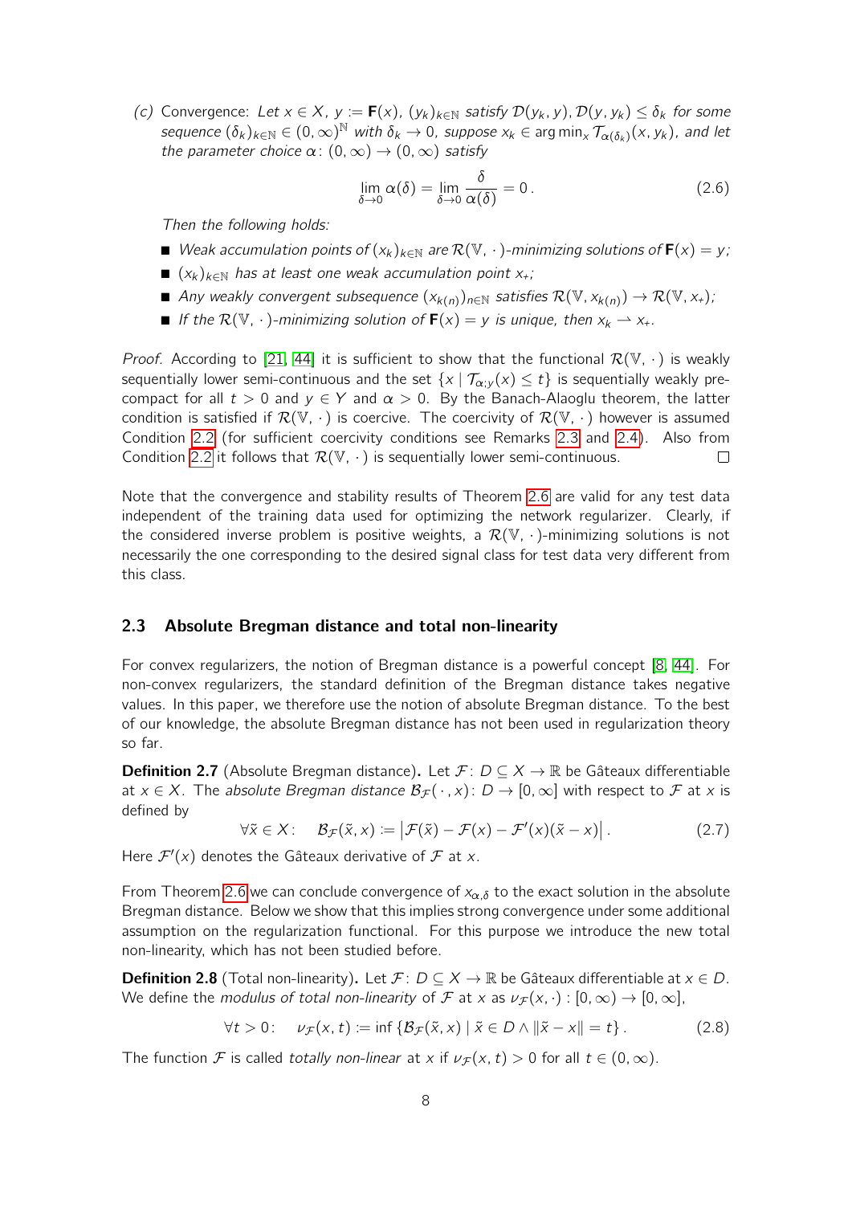(c) Convergence: *Let $x \in X$, $y := \mathbf{F}(x)$, $(y_k)_{k\in\mathbb{N}}$ satisfy $\mathcal{D}(y_k, y), \mathcal{D}(y, y_k) \le \delta_k$ for some sequence $(\delta_k)_{k\in\mathbb{N}} \in (0,\infty)^{\mathbb{N}}$ with $\delta_k \to 0$, suppose $x_k \in \arg\min_x \mathcal{T}_{\alpha(\delta_k)}(x, y_k)$, and let the parameter choice $\alpha\colon (0,\infty) \to (0,\infty)$ satisfy*

$$\lim_{\delta\to 0} \alpha(\delta) = \lim_{\delta\to 0} \frac{\delta}{\alpha(\delta)} = 0\,. \tag{2.6}$$

*Then the following holds:*

- *Weak accumulation points of $(x_k)_{k\in\mathbb{N}}$ are $\mathcal{R}(\mathbb{V}, \cdot)$-minimizing solutions of $\mathbf{F}(x) = y$;*
- *$(x_k)_{k\in\mathbb{N}}$ has at least one weak accumulation point $x_+$;*
- *Any weakly convergent subsequence $(x_{k(n)})_{n\in\mathbb{N}}$ satisfies $\mathcal{R}(\mathbb{V}, x_{k(n)}) \to \mathcal{R}(\mathbb{V}, x_+)$;*
- *If the $\mathcal{R}(\mathbb{V}, \cdot)$-minimizing solution of $\mathbf{F}(x) = y$ is unique, then $x_k \rightharpoonup x_+$.*

*Proof.* According to [21, 44] it is sufficient to show that the functional $\mathcal{R}(\mathbb{V}, \cdot)$ is weakly sequentially lower semi-continuous and the set $\{x \mid \mathcal{T}_{\alpha;y}(x) \le t\}$ is sequentially weakly pre-compact for all $t > 0$ and $y \in Y$ and $\alpha > 0$. By the Banach-Alaoglu theorem, the latter condition is satisfied if $\mathcal{R}(\mathbb{V}, \cdot)$ is coercive. The coercivity of $\mathcal{R}(\mathbb{V}, \cdot)$ however is assumed Condition 2.2 (for sufficient coercivity conditions see Remarks 2.3 and 2.4). Also from Condition 2.2 it follows that $\mathcal{R}(\mathbb{V}, \cdot)$ is sequentially lower semi-continuous. □

Note that the convergence and stability results of Theorem 2.6 are valid for any test data independent of the training data used for optimizing the network regularizer. Clearly, if the considered inverse problem is positive weights, a $\mathcal{R}(\mathbb{V}, \cdot)$-minimizing solutions is not necessarily the one corresponding to the desired signal class for test data very different from this class.

### 2.3 Absolute Bregman distance and total non-linearity

For convex regularizers, the notion of Bregman distance is a powerful concept [8, 44]. For non-convex regularizers, the standard definition of the Bregman distance takes negative values. In this paper, we therefore use the notion of absolute Bregman distance. To the best of our knowledge, the absolute Bregman distance has not been used in regularization theory so far.

**Definition 2.7** (Absolute Bregman distance)**.** Let $\mathcal{F}\colon D \subseteq X \to \mathbb{R}$ be Gâteaux differentiable at $x \in X$. The *absolute Bregman distance* $\mathcal{B}_{\mathcal{F}}(\,\cdot\,, x)\colon D \to [0,\infty]$ with respect to $\mathcal{F}$ at $x$ is defined by

$$\forall \tilde{x} \in X\colon \quad \mathcal{B}_{\mathcal{F}}(\tilde{x}, x) := \left| \mathcal{F}(\tilde{x}) - \mathcal{F}(x) - \mathcal{F}'(x)(\tilde{x} - x) \right|. \tag{2.7}$$

Here $\mathcal{F}'(x)$ denotes the Gâteaux derivative of $\mathcal{F}$ at $x$.

From Theorem 2.6 we can conclude convergence of $x_{\alpha,\delta}$ to the exact solution in the absolute Bregman distance. Below we show that this implies strong convergence under some additional assumption on the regularization functional. For this purpose we introduce the new total non-linearity, which has not been studied before.

**Definition 2.8** (Total non-linearity)**.** Let $\mathcal{F}\colon D \subseteq X \to \mathbb{R}$ be Gâteaux differentiable at $x \in D$. We define the *modulus of total non-linearity* of $\mathcal{F}$ at $x$ as $\nu_{\mathcal{F}}(x, \cdot) : [0,\infty) \to [0,\infty]$,

$$\forall t > 0\colon \quad \nu_{\mathcal{F}}(x, t) := \inf \{ \mathcal{B}_{\mathcal{F}}(\tilde{x}, x) \mid \tilde{x} \in D \wedge \|\tilde{x} - x\| = t \}\,. \tag{2.8}$$

The function $\mathcal{F}$ is called *totally non-linear* at $x$ if $\nu_{\mathcal{F}}(x, t) > 0$ for all $t \in (0,\infty)$.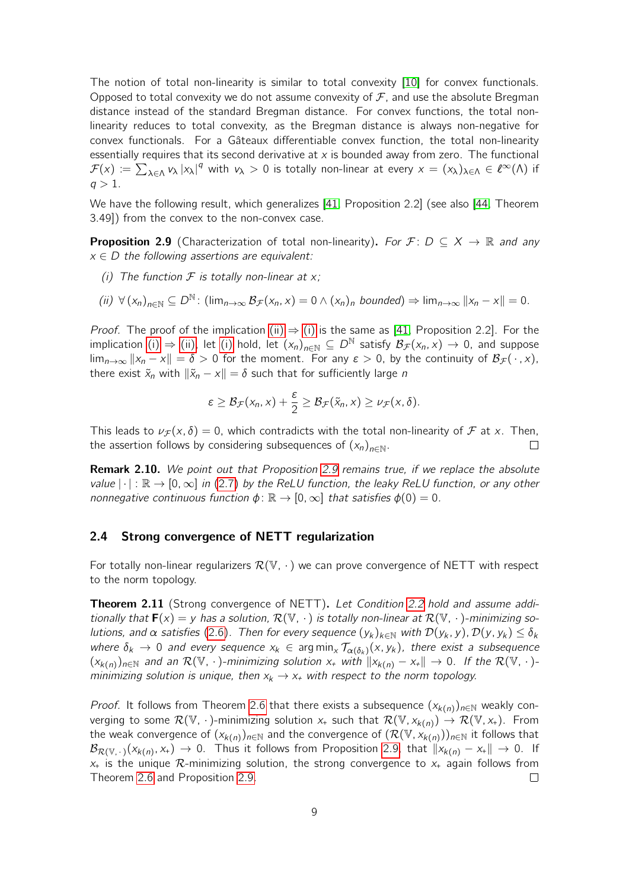The notion of total non-linearity is similar to total convexity [10] for convex functionals. Opposed to total convexity we do not assume convexity of $\mathcal{F}$, and use the absolute Bregman distance instead of the standard Bregman distance. For convex functions, the total non-linearity reduces to total convexity, as the Bregman distance is always non-negative for convex functionals. For a Gâteaux differentiable convex function, the total non-linearity essentially requires that its second derivative at $x$ is bounded away from zero. The functional $\mathcal{F}(x) := \sum_{\lambda \in \Lambda} v_\lambda |x_\lambda|^q$ with $v_\lambda > 0$ is totally non-linear at every $x = (x_\lambda)_{\lambda \in \Lambda} \in \ell^\infty(\Lambda)$ if $q > 1$.

We have the following result, which generalizes [41, Proposition 2.2] (see also [44, Theorem 3.49]) from the convex to the non-convex case.

**Proposition 2.9** (Characterization of total non-linearity)**.** *For $\mathcal{F}\colon D \subseteq X \to \mathbb{R}$ and any $x \in D$ the following assertions are equivalent:*

*(i) The function $\mathcal{F}$ is totally non-linear at $x$;*

*(ii) $\forall (x_n)_{n\in\mathbb{N}} \subseteq D^{\mathbb{N}}$: $(\lim_{n\to\infty} \mathcal{B}_{\mathcal{F}}(x_n, x) = 0 \wedge (x_n)_n$ bounded$) \Rightarrow \lim_{n\to\infty} \|x_n - x\| = 0$.*

*Proof.* The proof of the implication (ii) $\Rightarrow$ (i) is the same as [41, Proposition 2.2]. For the implication (i) $\Rightarrow$ (ii), let (i) hold, let $(x_n)_{n\in\mathbb{N}} \subseteq D^{\mathbb{N}}$ satisfy $\mathcal{B}_{\mathcal{F}}(x_n, x) \to 0$, and suppose $\lim_{n\to\infty} \|x_n - x\| = \delta > 0$ for the moment. For any $\varepsilon > 0$, by the continuity of $\mathcal{B}_{\mathcal{F}}(\,\cdot\,, x)$, there exist $\tilde{x}_n$ with $\|\tilde{x}_n - x\| = \delta$ such that for sufficiently large $n$

$$\varepsilon \geq \mathcal{B}_{\mathcal{F}}(x_n, x) + \frac{\varepsilon}{2} \geq \mathcal{B}_{\mathcal{F}}(\tilde{x}_n, x) \geq \nu_{\mathcal{F}}(x, \delta).$$

This leads to $\nu_{\mathcal{F}}(x, \delta) = 0$, which contradicts with the total non-linearity of $\mathcal{F}$ at $x$. Then, the assertion follows by considering subsequences of $(x_n)_{n\in\mathbb{N}}$. $\square$

**Remark 2.10.** *We point out that Proposition 2.9 remains true, if we replace the absolute value $|\cdot|: \mathbb{R} \to [0, \infty]$ in (2.7) by the ReLU function, the leaky ReLU function, or any other nonnegative continuous function $\phi\colon \mathbb{R} \to [0, \infty]$ that satisfies $\phi(0) = 0$.*

## 2.4 Strong convergence of NETT regularization

For totally non-linear regularizers $\mathcal{R}(\mathbb{V}, \cdot\,)$ we can prove convergence of NETT with respect to the norm topology.

**Theorem 2.11** (Strong convergence of NETT)**.** *Let Condition 2.2 hold and assume additionally that $\mathbf{F}(x) = y$ has a solution, $\mathcal{R}(\mathbb{V}, \cdot\,)$ is totally non-linear at $\mathcal{R}(\mathbb{V}, \cdot\,)$-minimizing solutions, and $\alpha$ satisfies (2.6). Then for every sequence $(y_k)_{k\in\mathbb{N}}$ with $\mathcal{D}(y_k, y), \mathcal{D}(y, y_k) \leq \delta_k$ where $\delta_k \to 0$ and every sequence $x_k \in \arg\min_x \mathcal{T}_{\alpha(\delta_k)}(x, y_k)$, there exist a subsequence $(x_{k(n)})_{n\in\mathbb{N}}$ and an $\mathcal{R}(\mathbb{V}, \cdot\,)$-minimizing solution $x_+$ with $\|x_{k(n)} - x_+\| \to 0$. If the $\mathcal{R}(\mathbb{V}, \cdot\,)$-minimizing solution is unique, then $x_k \to x_+$ with respect to the norm topology.*

*Proof.* It follows from Theorem 2.6 that there exists a subsequence $(x_{k(n)})_{n\in\mathbb{N}}$ weakly converging to some $\mathcal{R}(\mathbb{V}, \cdot\,)$-minimizing solution $x_+$ such that $\mathcal{R}(\mathbb{V}, x_{k(n)}) \to \mathcal{R}(\mathbb{V}, x_+)$. From the weak convergence of $(x_{k(n)})_{n\in\mathbb{N}}$ and the convergence of $(\mathcal{R}(\mathbb{V}, x_{k(n)}))_{n\in\mathbb{N}}$ it follows that $\mathcal{B}_{\mathcal{R}(\mathbb{V},\cdot\,)}(x_{k(n)}, x_+) \to 0$. Thus it follows from Proposition 2.9, that $\|x_{k(n)} - x_+\| \to 0$. If $x_+$ is the unique $\mathcal{R}$-minimizing solution, the strong convergence to $x_+$ again follows from Theorem 2.6 and Proposition 2.9. $\square$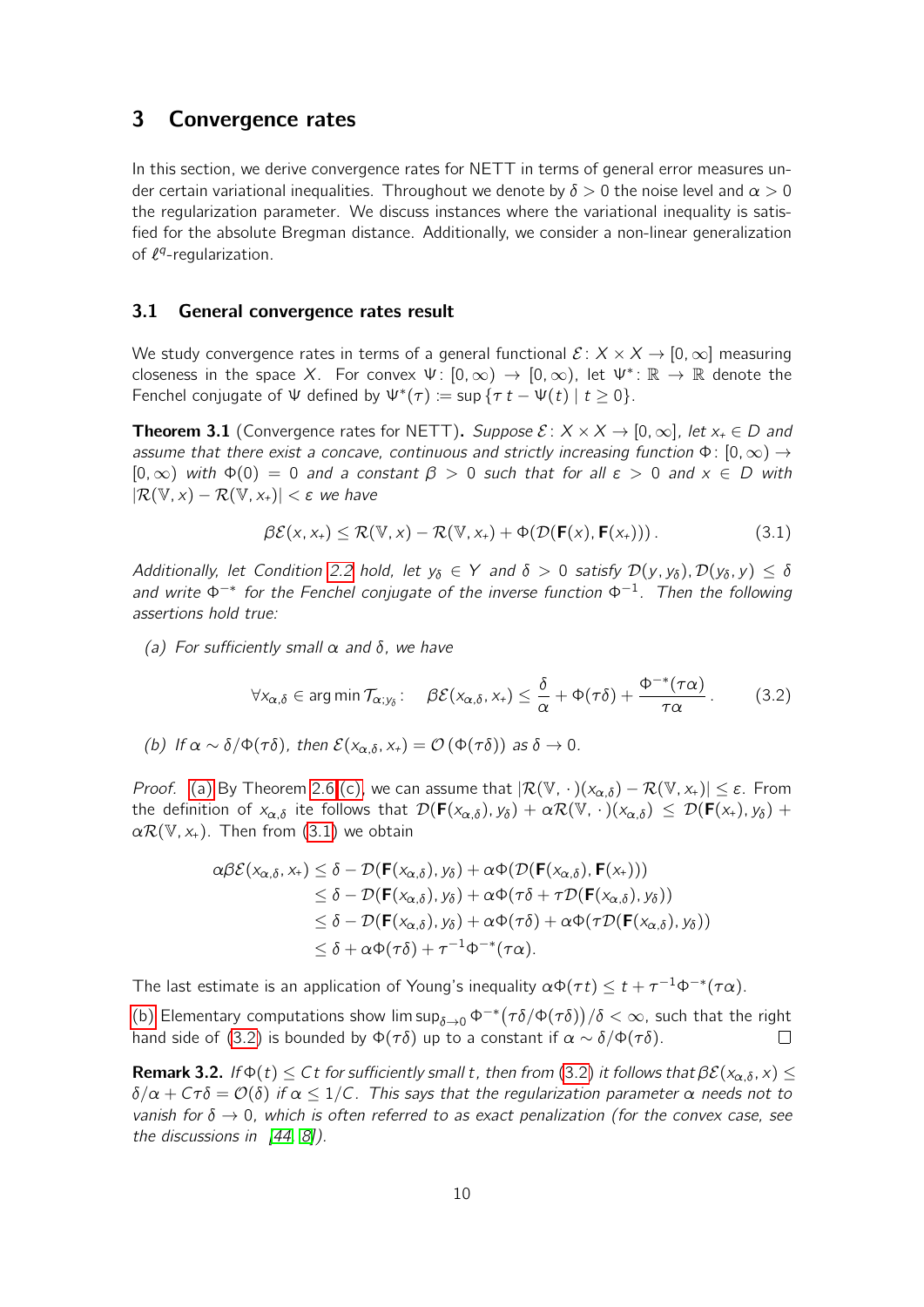## 3 Convergence rates

In this section, we derive convergence rates for NETT in terms of general error measures under certain variational inequalities. Throughout we denote by $\delta > 0$ the noise level and $\alpha > 0$ the regularization parameter. We discuss instances where the variational inequality is satisfied for the absolute Bregman distance. Additionally, we consider a non-linear generalization of $\ell^q$-regularization.

### 3.1 General convergence rates result

We study convergence rates in terms of a general functional $\mathcal{E} \colon X \times X \to [0, \infty]$ measuring closeness in the space $X$. For convex $\Psi \colon [0, \infty) \to [0, \infty)$, let $\Psi^* \colon \mathbb{R} \to \mathbb{R}$ denote the Fenchel conjugate of $\Psi$ defined by $\Psi^*(\tau) := \sup \{\tau\, t - \Psi(t) \mid t \geq 0\}$.

**Theorem 3.1** (Convergence rates for NETT). *Suppose $\mathcal{E} \colon X \times X \to [0, \infty]$, let $x_+ \in D$ and assume that there exist a concave, continuous and strictly increasing function $\Phi \colon [0, \infty) \to [0, \infty)$ with $\Phi(0) = 0$ and a constant $\beta > 0$ such that for all $\varepsilon > 0$ and $x \in D$ with $|\mathcal{R}(\mathbb{V}, x) - \mathcal{R}(\mathbb{V}, x_+)| < \varepsilon$ we have*

$$\beta \mathcal{E}(x, x_+) \leq \mathcal{R}(\mathbb{V}, x) - \mathcal{R}(\mathbb{V}, x_+) + \Phi(\mathcal{D}(\mathbf{F}(x), \mathbf{F}(x_+))) \,. \tag{3.1}$$

*Additionally, let Condition 2.2 hold, let $y_\delta \in Y$ and $\delta > 0$ satisfy $\mathcal{D}(y, y_\delta), \mathcal{D}(y_\delta, y) \leq \delta$ and write $\Phi^{-*}$ for the Fenchel conjugate of the inverse function $\Phi^{-1}$. Then the following assertions hold true:*

*(a) For sufficiently small $\alpha$ and $\delta$, we have*

$$\forall x_{\alpha,\delta} \in \arg\min \mathcal{T}_{\alpha;y_\delta} \colon \quad \beta \mathcal{E}(x_{\alpha,\delta}, x_+) \leq \frac{\delta}{\alpha} + \Phi(\tau\delta) + \frac{\Phi^{-*}(\tau\alpha)}{\tau\alpha} \,. \tag{3.2}$$

*(b) If $\alpha \sim \delta/\Phi(\tau\delta)$, then $\mathcal{E}(x_{\alpha,\delta}, x_+) = \mathcal{O}(\Phi(\tau\delta))$ as $\delta \to 0$.*

*Proof.* (a) By Theorem 2.6 (c), we can assume that $|\mathcal{R}(\mathbb{V}, \cdot)(x_{\alpha,\delta}) - \mathcal{R}(\mathbb{V}, x_+)| \leq \varepsilon$. From the definition of $x_{\alpha,\delta}$ ite follows that $\mathcal{D}(\mathbf{F}(x_{\alpha,\delta}), y_\delta) + \alpha \mathcal{R}(\mathbb{V}, \cdot)(x_{\alpha,\delta}) \leq \mathcal{D}(\mathbf{F}(x_+), y_\delta) + \alpha \mathcal{R}(\mathbb{V}, x_+)$. Then from (3.1) we obtain

$$\begin{aligned}
\alpha\beta \mathcal{E}(x_{\alpha,\delta}, x_+) &\leq \delta - \mathcal{D}(\mathbf{F}(x_{\alpha,\delta}), y_\delta) + \alpha \Phi(\mathcal{D}(\mathbf{F}(x_{\alpha,\delta}), \mathbf{F}(x_+))) \\
&\leq \delta - \mathcal{D}(\mathbf{F}(x_{\alpha,\delta}), y_\delta) + \alpha \Phi(\tau\delta + \tau \mathcal{D}(\mathbf{F}(x_{\alpha,\delta}), y_\delta)) \\
&\leq \delta - \mathcal{D}(\mathbf{F}(x_{\alpha,\delta}), y_\delta) + \alpha \Phi(\tau\delta) + \alpha \Phi(\tau \mathcal{D}(\mathbf{F}(x_{\alpha,\delta}), y_\delta)) \\
&\leq \delta + \alpha \Phi(\tau\delta) + \tau^{-1} \Phi^{-*}(\tau\alpha).
\end{aligned}$$

The last estimate is an application of Young's inequality $\alpha \Phi(\tau t) \leq t + \tau^{-1} \Phi^{-*}(\tau\alpha)$.

(b) Elementary computations show $\limsup_{\delta \to 0} \Phi^{-*}(\tau\delta/\Phi(\tau\delta))/\delta < \infty$, such that the right hand side of (3.2) is bounded by $\Phi(\tau\delta)$ up to a constant if $\alpha \sim \delta/\Phi(\tau\delta)$. □

**Remark 3.2.** *If $\Phi(t) \leq Ct$ for sufficiently small $t$, then from (3.2) it follows that $\beta \mathcal{E}(x_{\alpha,\delta}, x) \leq \delta/\alpha + C\tau\delta = \mathcal{O}(\delta)$ if $\alpha \leq 1/C$. This says that the regularization parameter $\alpha$ needs not to vanish for $\delta \to 0$, which is often referred to as exact penalization (for the convex case, see the discussions in [44, 8]).*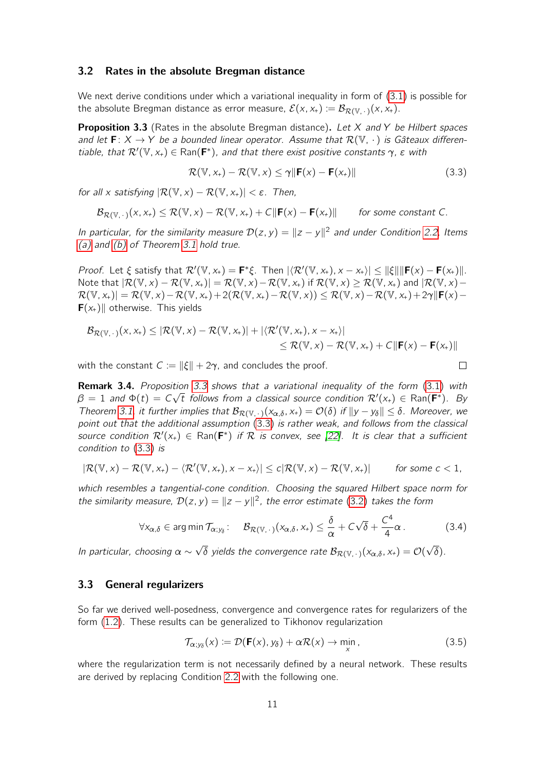### 3.2 Rates in the absolute Bregman distance

We next derive conditions under which a variational inequality in form of (3.1) is possible for the absolute Bregman distance as error measure, $\mathcal{E}(x, x_+) := \mathcal{B}_{\mathcal{R}(\mathbb{V},\,\cdot\,)}(x, x_+)$.

**Proposition 3.3** (Rates in the absolute Bregman distance)**.** *Let $X$ and $Y$ be Hilbert spaces and let $\mathbf{F}\colon X \to Y$ be a bounded linear operator. Assume that $\mathcal{R}(\mathbb{V}, \cdot\,)$ is Gâteaux differentiable, that $\mathcal{R}'(\mathbb{V}, x_+) \in \operatorname{Ran}(\mathbf{F}^*)$, and that there exist positive constants $\gamma$, $\varepsilon$ with*

$$\mathcal{R}(\mathbb{V}, x_+) - \mathcal{R}(\mathbb{V}, x) \leq \gamma \|\mathbf{F}(x) - \mathbf{F}(x_+)\| \tag{3.3}$$

*for all $x$ satisfying $|\mathcal{R}(\mathbb{V}, x) - \mathcal{R}(\mathbb{V}, x_+)| < \varepsilon$. Then,*

$$\mathcal{B}_{\mathcal{R}(\mathbb{V},\,\cdot\,)}(x, x_+) \leq \mathcal{R}(\mathbb{V}, x) - \mathcal{R}(\mathbb{V}, x_+) + C\|\mathbf{F}(x) - \mathbf{F}(x_+)\| \qquad \text{for some constant } C.$$

*In particular, for the similarity measure $\mathcal{D}(z, y) = \|z - y\|^2$ and under Condition 2.2, Items (a) and (b) of Theorem 3.1 hold true.*

*Proof.* Let $\xi$ satisfy that $\mathcal{R}'(\mathbb{V}, x_+) = \mathbf{F}^*\xi$. Then $|\langle \mathcal{R}'(\mathbb{V}, x_+), x - x_+\rangle| \leq \|\xi\|\|\mathbf{F}(x) - \mathbf{F}(x_+)\|$. Note that $|\mathcal{R}(\mathbb{V}, x) - \mathcal{R}(\mathbb{V}, x_+)| = \mathcal{R}(\mathbb{V}, x) - \mathcal{R}(\mathbb{V}, x_+)$ if $\mathcal{R}(\mathbb{V}, x) \geq \mathcal{R}(\mathbb{V}, x_+)$ and $|\mathcal{R}(\mathbb{V}, x) - \mathcal{R}(\mathbb{V}, x_+)| = \mathcal{R}(\mathbb{V}, x) - \mathcal{R}(\mathbb{V}, x_+) + 2(\mathcal{R}(\mathbb{V}, x_+) - \mathcal{R}(\mathbb{V}, x)) \leq \mathcal{R}(\mathbb{V}, x) - \mathcal{R}(\mathbb{V}, x_+) + 2\gamma\|\mathbf{F}(x) - \mathbf{F}(x_+)\|$ otherwise. This yields

$$\begin{aligned}
\mathcal{B}_{\mathcal{R}(\mathbb{V},\,\cdot\,)}(x, x_+) &\leq |\mathcal{R}(\mathbb{V}, x) - \mathcal{R}(\mathbb{V}, x_+)| + |\langle \mathcal{R}'(\mathbb{V}, x_+), x - x_+\rangle| \\
&\leq \mathcal{R}(\mathbb{V}, x) - \mathcal{R}(\mathbb{V}, x_+) + C\|\mathbf{F}(x) - \mathbf{F}(x_+)\|
\end{aligned}$$

with the constant $C := \|\xi\| + 2\gamma$, and concludes the proof. $\square$

**Remark 3.4.** *Proposition 3.3 shows that a variational inequality of the form (3.1) with $\beta = 1$ and $\Phi(t) = C\sqrt{t}$ follows from a classical source condition $\mathcal{R}'(x_+) \in \operatorname{Ran}(\mathbf{F}^*)$. By Theorem 3.1, it further implies that $\mathcal{B}_{\mathcal{R}(\mathbb{V},\,\cdot\,)}(x_{\alpha,\delta}, x_+) = \mathcal{O}(\delta)$ if $\|y - y_\delta\| \leq \delta$. Moreover, we point out that the additional assumption (3.3) is rather weak, and follows from the classical source condition $\mathcal{R}'(x_+) \in \operatorname{Ran}(\mathbf{F}^*)$ if $\mathcal{R}$ is convex, see [22]. It is clear that a sufficient condition to (3.3) is*

$$|\mathcal{R}(\mathbb{V}, x) - \mathcal{R}(\mathbb{V}, x_+) - \langle \mathcal{R}'(\mathbb{V}, x_+), x - x_+\rangle| \leq c|\mathcal{R}(\mathbb{V}, x) - \mathcal{R}(\mathbb{V}, x_+)| \qquad \text{for some } c < 1,$$

*which resembles a tangential-cone condition. Choosing the squared Hilbert space norm for the similarity measure, $\mathcal{D}(z, y) = \|z - y\|^2$, the error estimate (3.2) takes the form*

$$\forall x_{\alpha,\delta} \in \arg\min \mathcal{T}_{\alpha;y_\delta}\colon \quad \mathcal{B}_{\mathcal{R}(\mathbb{V},\,\cdot\,)}(x_{\alpha,\delta}, x_+) \leq \frac{\delta}{\alpha} + C\sqrt{\delta} + \frac{C^4}{4}\alpha\,. \tag{3.4}$$

*In particular, choosing $\alpha \sim \sqrt{\delta}$ yields the convergence rate $\mathcal{B}_{\mathcal{R}(\mathbb{V},\,\cdot\,)}(x_{\alpha,\delta}, x_+) = \mathcal{O}(\sqrt{\delta})$.*

### 3.3 General regularizers

So far we derived well-posedness, convergence and convergence rates for regularizers of the form (1.2). These results can be generalized to Tikhonov regularization

$$\mathcal{T}_{\alpha;y_\delta}(x) := \mathcal{D}(\mathbf{F}(x), y_\delta) + \alpha\mathcal{R}(x) \to \min_x\,, \tag{3.5}$$

where the regularization term is not necessarily defined by a neural network. These results are derived by replacing Condition 2.2 with the following one.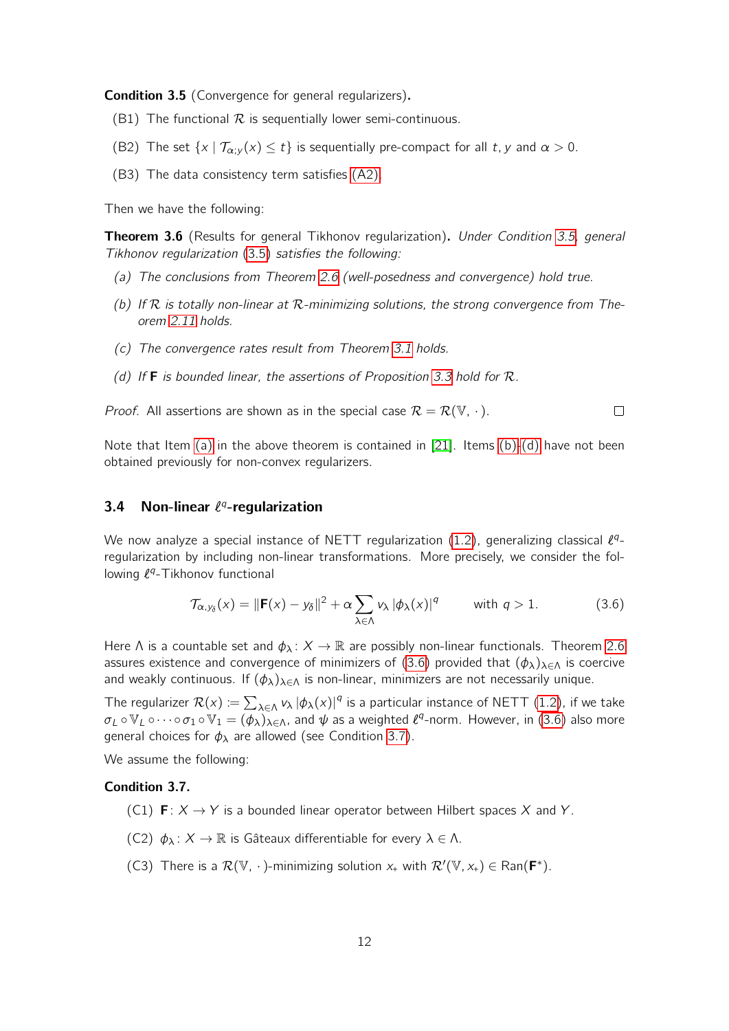**Condition 3.5** (Convergence for general regularizers)**.**

(B1) The functional $\mathcal{R}$ is sequentially lower semi-continuous.

(B2) The set $\{x \mid \mathcal{T}_{\alpha;y}(x) \leq t\}$ is sequentially pre-compact for all $t, y$ and $\alpha > 0$.

(B3) The data consistency term satisfies (A2).

Then we have the following:

**Theorem 3.6** (Results for general Tikhonov regularization)**.** *Under Condition 3.5, general Tikhonov regularization (3.5) satisfies the following:*

*(a) The conclusions from Theorem 2.6 (well-posedness and convergence) hold true.*

*(b) If $\mathcal{R}$ is totally non-linear at $\mathcal{R}$-minimizing solutions, the strong convergence from Theorem 2.11 holds.*

*(c) The convergence rates result from Theorem 3.1 holds.*

*(d) If $\mathbf{F}$ is bounded linear, the assertions of Proposition 3.3 hold for $\mathcal{R}$.*

*Proof.* All assertions are shown as in the special case $\mathcal{R} = \mathcal{R}(\mathbb{V}, \cdot\,)$. □

Note that Item (a) in the above theorem is contained in [21]. Items (b)-(d) have not been obtained previously for non-convex regularizers.

### 3.4 Non-linear $\ell^q$-regularization

We now analyze a special instance of NETT regularization (1.2), generalizing classical $\ell^q$-regularization by including non-linear transformations. More precisely, we consider the following $\ell^q$-Tikhonov functional

$$\mathcal{T}_{\alpha,y_\delta}(x) = \|\mathbf{F}(x) - y_\delta\|^2 + \alpha \sum_{\lambda \in \Lambda} v_\lambda \, |\phi_\lambda(x)|^q \qquad \text{with } q > 1. \tag{3.6}$$

Here $\Lambda$ is a countable set and $\phi_\lambda \colon X \to \mathbb{R}$ are possibly non-linear functionals. Theorem 2.6 assures existence and convergence of minimizers of (3.6) provided that $(\phi_\lambda)_{\lambda\in\Lambda}$ is coercive and weakly continuous. If $(\phi_\lambda)_{\lambda\in\Lambda}$ is non-linear, minimizers are not necessarily unique.

The regularizer $\mathcal{R}(x) := \sum_{\lambda\in\Lambda} v_\lambda \, |\phi_\lambda(x)|^q$ is a particular instance of NETT (1.2), if we take $\sigma_L \circ \mathbb{V}_L \circ \cdots \circ \sigma_1 \circ \mathbb{V}_1 = (\phi_\lambda)_{\lambda\in\Lambda}$, and $\psi$ as a weighted $\ell^q$-norm. However, in (3.6) also more general choices for $\phi_\lambda$ are allowed (see Condition 3.7).

We assume the following:

**Condition 3.7.**

(C1) $\mathbf{F} \colon X \to Y$ is a bounded linear operator between Hilbert spaces $X$ and $Y$.

(C2) $\phi_\lambda \colon X \to \mathbb{R}$ is Gâteaux differentiable for every $\lambda \in \Lambda$.

(C3) There is a $\mathcal{R}(\mathbb{V}, \cdot\,)$-minimizing solution $x_+$ with $\mathcal{R}'(\mathbb{V}, x_+) \in \operatorname{Ran}(\mathbf{F}^*)$.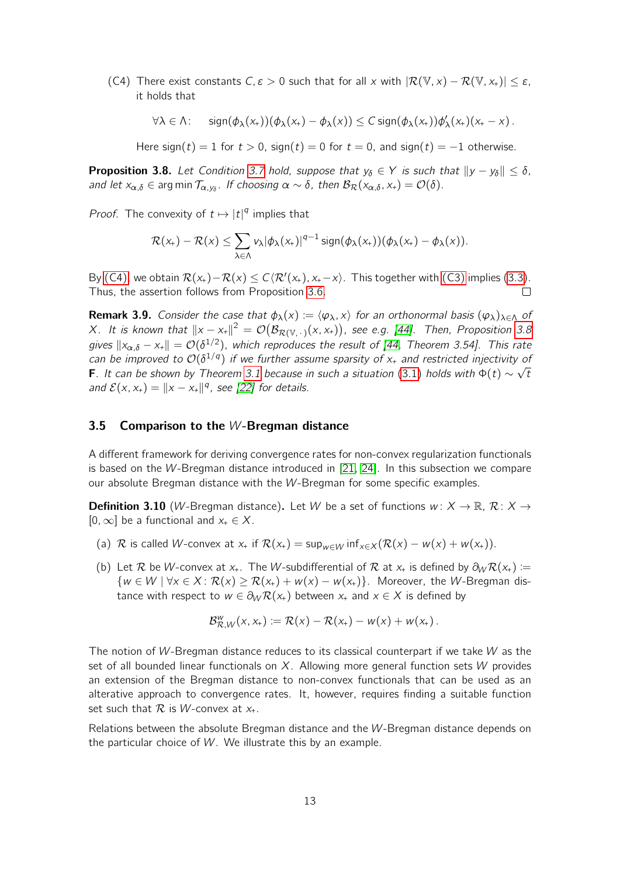(C4) There exist constants $C, \varepsilon > 0$ such that for all $x$ with $|\mathcal{R}(\mathbb{V}, x) - \mathcal{R}(\mathbb{V}, x_+)| \leq \varepsilon$, it holds that

$$\forall \lambda \in \Lambda: \quad \operatorname{sign}(\phi_\lambda(x_+))(\phi_\lambda(x_+) - \phi_\lambda(x)) \leq C \operatorname{sign}(\phi_\lambda(x_+))\phi'_\lambda(x_+)(x_+ - x)\,.$$

Here $\operatorname{sign}(t) = 1$ for $t > 0$, $\operatorname{sign}(t) = 0$ for $t = 0$, and $\operatorname{sign}(t) = -1$ otherwise.

**Proposition 3.8.** *Let Condition 3.7 hold, suppose that $y_\delta \in Y$ is such that $\|y - y_\delta\| \leq \delta$, and let $x_{\alpha,\delta} \in \arg\min \mathcal{T}_{\alpha,y_\delta}$. If choosing $\alpha \sim \delta$, then $\mathcal{B}_{\mathcal{R}}(x_{\alpha,\delta}, x_+) = \mathcal{O}(\delta)$.*

*Proof.* The convexity of $t \mapsto |t|^q$ implies that

$$\mathcal{R}(x_+) - \mathcal{R}(x) \leq \sum_{\lambda \in \Lambda} v_\lambda |\phi_\lambda(x_+)|^{q-1} \operatorname{sign}(\phi_\lambda(x_+))(\phi_\lambda(x_+) - \phi_\lambda(x)).$$

By (C4), we obtain $\mathcal{R}(x_+) - \mathcal{R}(x) \leq C\langle \mathcal{R}'(x_+), x_+ - x\rangle$. This together with (C3) implies (3.3). Thus, the assertion follows from Proposition 3.6. $\square$

**Remark 3.9.** *Consider the case that $\phi_\lambda(x) := \langle \varphi_\lambda, x\rangle$ for an orthonormal basis $(\varphi_\lambda)_{\lambda \in \Lambda}$ of $X$. It is known that $\|x - x_+\|^2 = \mathcal{O}(\mathcal{B}_{\mathcal{R}(\mathbb{V},\,\cdot\,)}(x, x_+))$, see e.g. [44]. Then, Proposition 3.8 gives $\|x_{\alpha,\delta} - x_+\| = \mathcal{O}(\delta^{1/2})$, which reproduces the result of [44, Theorem 3.54]. This rate can be improved to $\mathcal{O}(\delta^{1/q})$ if we further assume sparsity of $x_+$ and restricted injectivity of* $\mathbf{F}$*. It can be shown by Theorem 3.1 because in such a situation (3.1) holds with $\Phi(t) \sim \sqrt{t}$ and $\mathcal{E}(x, x_+) = \|x - x_+\|^q$, see [22] for details.*

### 3.5 Comparison to the $W$-Bregman distance

A different framework for deriving convergence rates for non-convex regularization functionals is based on the $W$-Bregman distance introduced in [21, 24]. In this subsection we compare our absolute Bregman distance with the $W$-Bregman for some specific examples.

**Definition 3.10** ($W$-Bregman distance)**.** Let $W$ be a set of functions $w\colon X \to \mathbb{R}$, $\mathcal{R}\colon X \to [0, \infty]$ be a functional and $x_+ \in X$.

(a) $\mathcal{R}$ is called $W$-convex at $x_+$ if $\mathcal{R}(x_+) = \sup_{w \in W} \inf_{x \in X}(\mathcal{R}(x) - w(x) + w(x_+))$.

(b) Let $\mathcal{R}$ be $W$-convex at $x_+$. The $W$-subdifferential of $\mathcal{R}$ at $x_+$ is defined by $\partial_W \mathcal{R}(x_+) := \{w \in W \mid \forall x \in X\colon \mathcal{R}(x) \geq \mathcal{R}(x_+) + w(x) - w(x_+)\}$. Moreover, the $W$-Bregman distance with respect to $w \in \partial_W \mathcal{R}(x_+)$ between $x_+$ and $x \in X$ is defined by

$$\mathcal{B}^w_{\mathcal{R},W}(x, x_+) := \mathcal{R}(x) - \mathcal{R}(x_+) - w(x) + w(x_+)\,.$$

The notion of $W$-Bregman distance reduces to its classical counterpart if we take $W$ as the set of all bounded linear functionals on $X$. Allowing more general function sets $W$ provides an extension of the Bregman distance to non-convex functionals that can be used as an alterative approach to convergence rates. It, however, requires finding a suitable function set such that $\mathcal{R}$ is $W$-convex at $x_+$.

Relations between the absolute Bregman distance and the $W$-Bregman distance depends on the particular choice of $W$. We illustrate this by an example.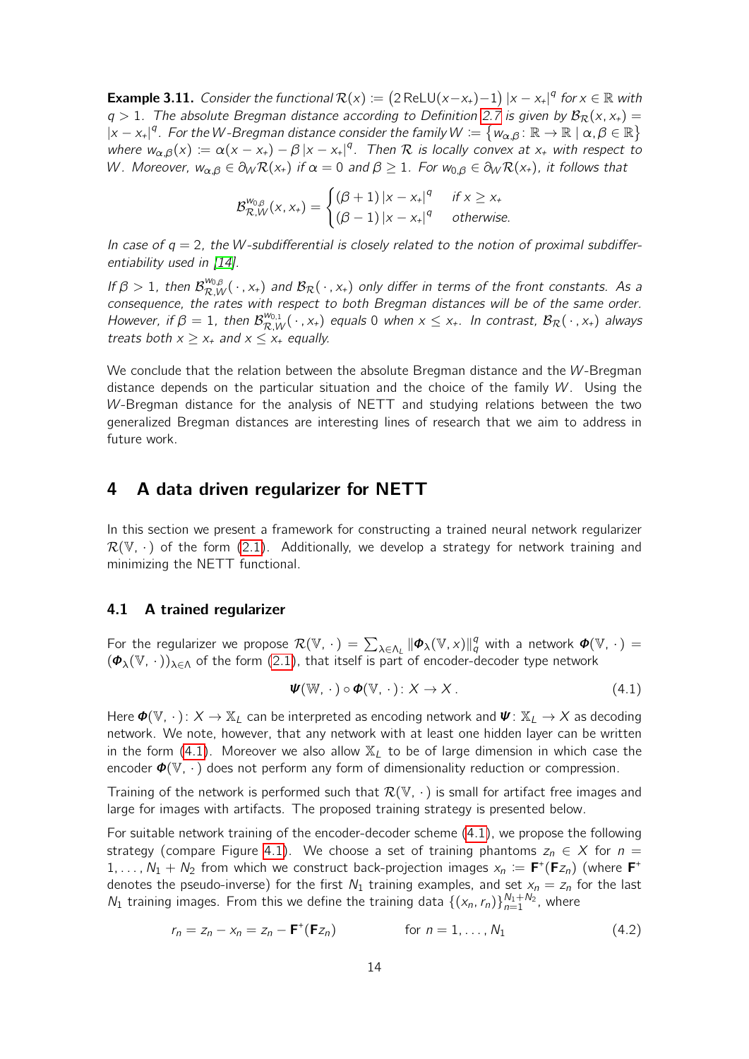**Example 3.11.** *Consider the functional* $\mathcal{R}(x) := \left(2\,\text{ReLU}(x - x_+) - 1\right) |x - x_+|^q$ *for* $x \in \mathbb{R}$ *with* $q > 1$*. The absolute Bregman distance according to Definition 2.7 is given by* $\mathcal{B}_{\mathcal{R}}(x, x_+) = |x - x_+|^q$*. For the* $W$*-Bregman distance consider the family* $W := \{w_{\alpha,\beta} : \mathbb{R} \to \mathbb{R} \mid \alpha, \beta \in \mathbb{R}\}$ *where* $w_{\alpha,\beta}(x) := \alpha(x - x_+) - \beta\,|x - x_+|^q$*. Then* $\mathcal{R}$ *is locally convex at* $x_+$ *with respect to* $W$*. Moreover,* $w_{\alpha,\beta} \in \partial_W \mathcal{R}(x_+)$ *if* $\alpha = 0$ *and* $\beta \geq 1$*. For* $w_{0,\beta} \in \partial_W \mathcal{R}(x_+)$*, it follows that*

$$\mathcal{B}_{\mathcal{R},W}^{w_{0,\beta}}(x, x_+) = \begin{cases} (\beta + 1)\,|x - x_+|^q & \text{if } x \geq x_+ \\ (\beta - 1)\,|x - x_+|^q & \text{otherwise.} \end{cases}$$

*In case of* $q = 2$*, the* $W$*-subdifferential is closely related to the notion of proximal subdifferentiability used in [14].*

*If* $\beta > 1$*, then* $\mathcal{B}_{\mathcal{R},W}^{w_{0,\beta}}(\,\cdot\,, x_+)$ *and* $\mathcal{B}_{\mathcal{R}}(\,\cdot\,, x_+)$ *only differ in terms of the front constants. As a consequence, the rates with respect to both Bregman distances will be of the same order. However, if* $\beta = 1$*, then* $\mathcal{B}_{\mathcal{R},W}^{w_{0,1}}(\,\cdot\,, x_+)$ *equals 0 when* $x \leq x_+$*. In contrast,* $\mathcal{B}_{\mathcal{R}}(\,\cdot\,, x_+)$ *always treats both* $x \geq x_+$ *and* $x \leq x_+$ *equally.*

We conclude that the relation between the absolute Bregman distance and the $W$-Bregman distance depends on the particular situation and the choice of the family $W$. Using the $W$-Bregman distance for the analysis of NETT and studying relations between the two generalized Bregman distances are interesting lines of research that we aim to address in future work.

## 4 A data driven regularizer for NETT

In this section we present a framework for constructing a trained neural network regularizer $\mathcal{R}(\mathbb{V}, \cdot)$ of the form (2.1). Additionally, we develop a strategy for network training and minimizing the NETT functional.

### 4.1 A trained regularizer

For the regularizer we propose $\mathcal{R}(\mathbb{V}, \cdot) = \sum_{\lambda \in \Lambda_L} \|\boldsymbol{\Phi}_\lambda(\mathbb{V}, x)\|_q^q$ with a network $\boldsymbol{\Phi}(\mathbb{V}, \cdot) = (\boldsymbol{\Phi}_\lambda(\mathbb{V}, \cdot))_{\lambda \in \Lambda}$ of the form (2.1), that itself is part of encoder-decoder type network

$$\boldsymbol{\Psi}(\mathbb{W}, \cdot) \circ \boldsymbol{\Phi}(\mathbb{V}, \cdot) : X \to X \,. \tag{4.1}$$

Here $\boldsymbol{\Phi}(\mathbb{V}, \cdot) : X \to \mathbb{X}_L$ can be interpreted as encoding network and $\boldsymbol{\Psi} : \mathbb{X}_L \to X$ as decoding network. We note, however, that any network with at least one hidden layer can be written in the form (4.1). Moreover we also allow $\mathbb{X}_L$ to be of large dimension in which case the encoder $\boldsymbol{\Phi}(\mathbb{V}, \cdot)$ does not perform any form of dimensionality reduction or compression.

Training of the network is performed such that $\mathcal{R}(\mathbb{V}, \cdot)$ is small for artifact free images and large for images with artifacts. The proposed training strategy is presented below.

For suitable network training of the encoder-decoder scheme (4.1), we propose the following strategy (compare Figure 4.1). We choose a set of training phantoms $z_n \in X$ for $n = 1, \ldots, N_1 + N_2$ from which we construct back-projection images $x_n := \mathbf{F}^+(\mathbf{F} z_n)$ (where $\mathbf{F}^+$ denotes the pseudo-inverse) for the first $N_1$ training examples, and set $x_n = z_n$ for the last $N_1$ training images. From this we define the training data $\{(x_n, r_n)\}_{n=1}^{N_1+N_2}$, where

$$r_n = z_n - x_n = z_n - \mathbf{F}^+(\mathbf{F} z_n) \qquad \text{for } n = 1, \ldots, N_1 \tag{4.2}$$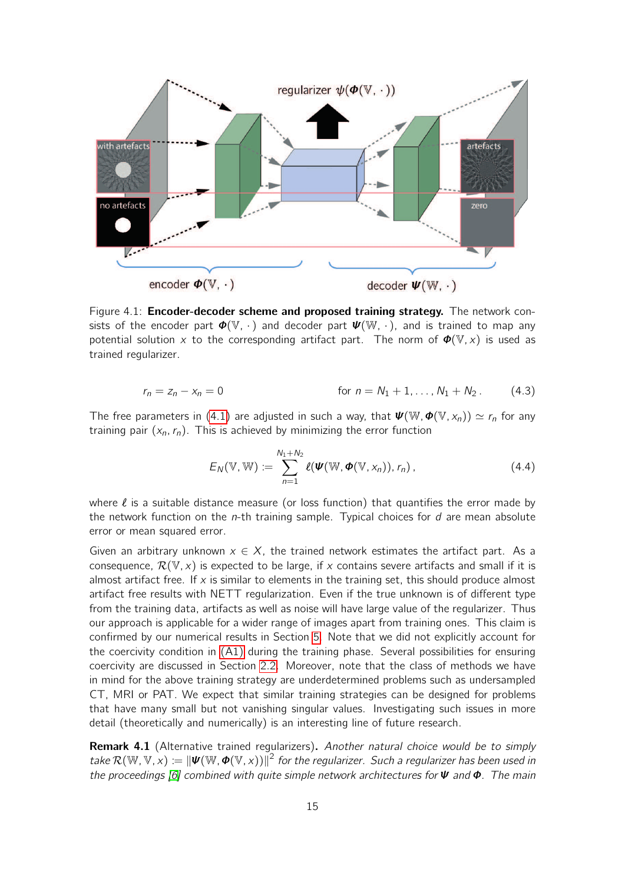Figure 4.1: **Encoder-decoder scheme and proposed training strategy.** The network consists of the encoder part $\boldsymbol{\Phi}(\mathbb{V}, \cdot)$ and decoder part $\boldsymbol{\Psi}(\mathbb{W}, \cdot)$, and is trained to map any potential solution $x$ to the corresponding artifact part. The norm of $\boldsymbol{\Phi}(\mathbb{V}, x)$ is used as trained regularizer.

$$r_n = z_n - x_n = 0 \qquad \text{for } n = N_1 + 1, \dots, N_1 + N_2 \,. \tag{4.3}$$

The free parameters in (4.1) are adjusted in such a way, that $\boldsymbol{\Psi}(\mathbb{W}, \boldsymbol{\Phi}(\mathbb{V}, x_n)) \simeq r_n$ for any training pair $(x_n, r_n)$. This is achieved by minimizing the error function

$$E_N(\mathbb{V}, \mathbb{W}) := \sum_{n=1}^{N_1+N_2} \ell(\boldsymbol{\Psi}(\mathbb{W}, \boldsymbol{\Phi}(\mathbb{V}, x_n)), r_n) \,, \tag{4.4}$$

where $\ell$ is a suitable distance measure (or loss function) that quantifies the error made by the network function on the $n$-th training sample. Typical choices for $d$ are mean absolute error or mean squared error.

Given an arbitrary unknown $x \in X$, the trained network estimates the artifact part. As a consequence, $\mathcal{R}(\mathbb{V}, x)$ is expected to be large, if $x$ contains severe artifacts and small if it is almost artifact free. If $x$ is similar to elements in the training set, this should produce almost artifact free results with NETT regularization. Even if the true unknown is of different type from the training data, artifacts as well as noise will have large value of the regularizer. Thus our approach is applicable for a wider range of images apart from training ones. This claim is confirmed by our numerical results in Section 5. Note that we did not explicitly account for the coercivity condition in (A1) during the training phase. Several possibilities for ensuring coercivity are discussed in Section 2.2. Moreover, note that the class of methods we have in mind for the above training strategy are underdetermined problems such as undersampled CT, MRI or PAT. We expect that similar training strategies can be designed for problems that have many small but not vanishing singular values. Investigating such issues in more detail (theoretically and numerically) is an interesting line of future research.

**Remark 4.1** (Alternative trained regularizers)**.** *Another natural choice would be to simply take* $\mathcal{R}(\mathbb{W}, \mathbb{V}, x) := \|\boldsymbol{\Psi}(\mathbb{W}, \boldsymbol{\Phi}(\mathbb{V}, x))\|^2$ *for the regularizer. Such a regularizer has been used in the proceedings [6] combined with quite simple network architectures for* $\boldsymbol{\Psi}$ *and* $\boldsymbol{\Phi}$*. The main*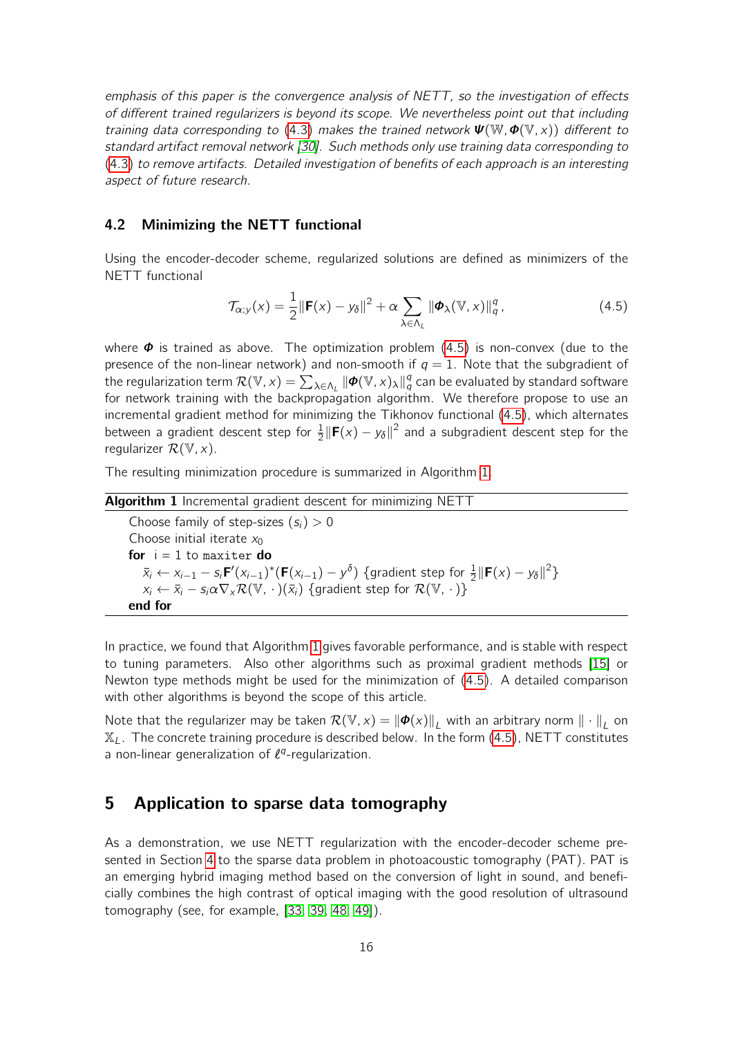*emphasis of this paper is the convergence analysis of NETT, so the investigation of effects of different trained regularizers is beyond its scope. We nevertheless point out that including training data corresponding to (4.3) makes the trained network $\boldsymbol{\Psi}(\mathbb{W}, \boldsymbol{\Phi}(\mathbb{V}, x))$ different to standard artifact removal network [30]. Such methods only use training data corresponding to (4.3) to remove artifacts. Detailed investigation of benefits of each approach is an interesting aspect of future research.*

### 4.2 Minimizing the NETT functional

Using the encoder-decoder scheme, regularized solutions are defined as minimizers of the NETT functional

$$\mathcal{T}_{\alpha;y}(x) = \frac{1}{2}\|\mathbf{F}(x) - y_\delta\|^2 + \alpha \sum_{\lambda \in \Lambda_L} \|\boldsymbol{\Phi}_\lambda(\mathbb{V}, x)\|_q^q, \tag{4.5}$$

where $\boldsymbol{\Phi}$ is trained as above. The optimization problem (4.5) is non-convex (due to the presence of the non-linear network) and non-smooth if $q = 1$. Note that the subgradient of the regularization term $\mathcal{R}(\mathbb{V}, x) = \sum_{\lambda \in \Lambda_L} \|\boldsymbol{\Phi}(\mathbb{V}, x)_\lambda\|_q^q$ can be evaluated by standard software for network training with the backpropagation algorithm. We therefore propose to use an incremental gradient method for minimizing the Tikhonov functional (4.5), which alternates between a gradient descent step for $\frac{1}{2}\|\mathbf{F}(x) - y_\delta\|^2$ and a subgradient descent step for the regularizer $\mathcal{R}(\mathbb{V}, x)$.

The resulting minimization procedure is summarized in Algorithm 1.

**Algorithm 1** Incremental gradient descent for minimizing NETT

```
Choose family of step-sizes (s_i) > 0
Choose initial iterate x_0
for i = 1 to maxiter do
    x̄_i ← x_{i-1} − s_i F'(x_{i-1})^* (F(x_{i-1}) − y^δ)   {gradient step for ½‖F(x) − y_δ‖²}
    x_i ← x̄_i − s_i α ∇_x R(V, ·)(x̄_i)   {gradient step for R(V, ·)}
end for
```

In practice, we found that Algorithm 1 gives favorable performance, and is stable with respect to tuning parameters. Also other algorithms such as proximal gradient methods [15] or Newton type methods might be used for the minimization of (4.5). A detailed comparison with other algorithms is beyond the scope of this article.

Note that the regularizer may be taken $\mathcal{R}(\mathbb{V}, x) = \|\boldsymbol{\Phi}(x)\|_L$ with an arbitrary norm $\|\cdot\|_L$ on $\mathbb{X}_L$. The concrete training procedure is described below. In the form (4.5), NETT constitutes a non-linear generalization of $\ell^q$-regularization.

## 5 Application to sparse data tomography

As a demonstration, we use NETT regularization with the encoder-decoder scheme presented in Section 4 to the sparse data problem in photoacoustic tomography (PAT). PAT is an emerging hybrid imaging method based on the conversion of light in sound, and beneficially combines the high contrast of optical imaging with the good resolution of ultrasound tomography (see, for example, [33, 39, 48, 49]).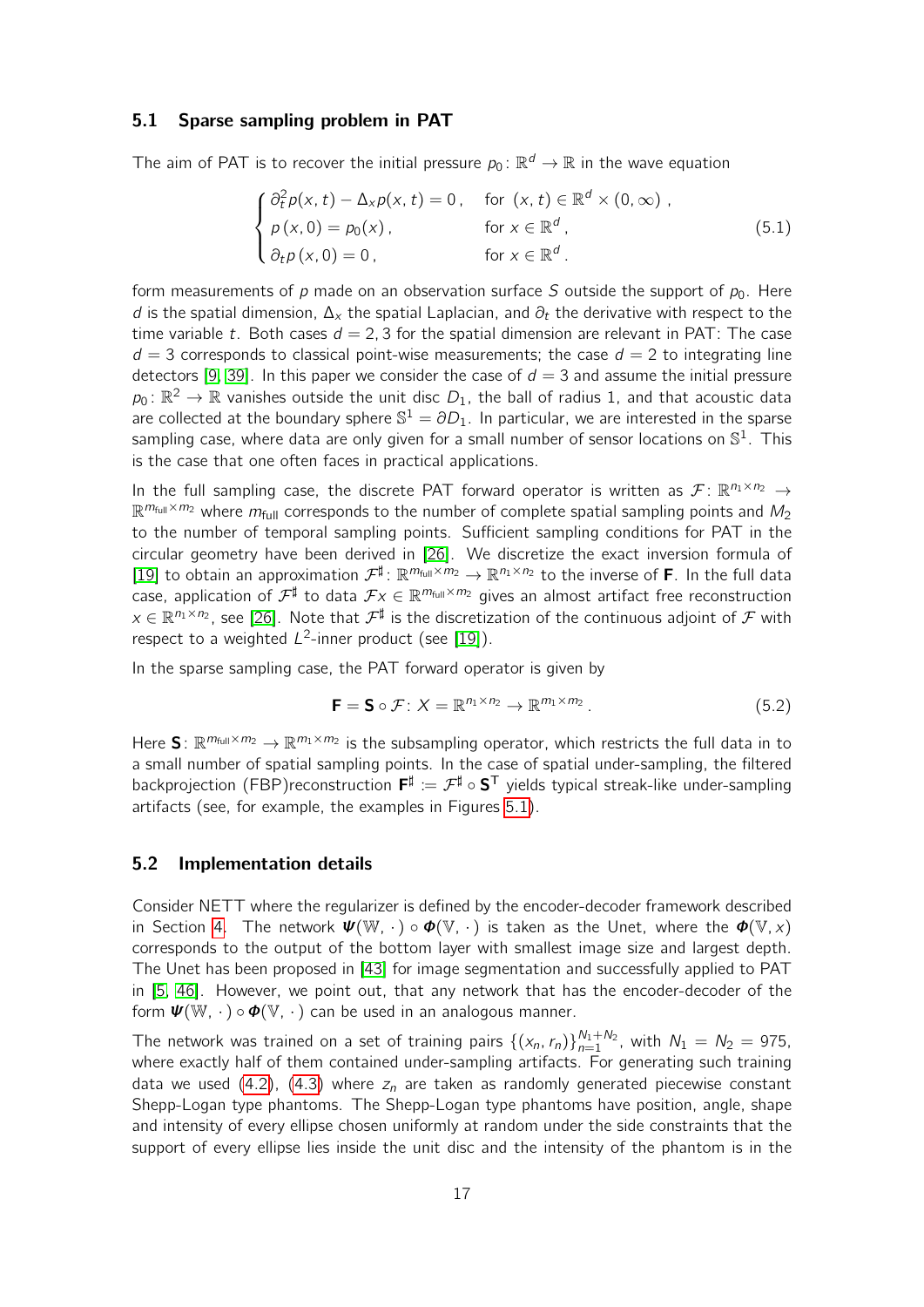### 5.1 Sparse sampling problem in PAT

The aim of PAT is to recover the initial pressure $p_0 \colon \mathbb{R}^d \to \mathbb{R}$ in the wave equation

$$
\begin{cases}
\partial_t^2 p(x,t) - \Delta_x p(x,t) = 0\,, & \text{for } (x,t) \in \mathbb{R}^d \times (0,\infty)\,, \\
p\,(x,0) = p_0(x)\,, & \text{for } x \in \mathbb{R}^d\,, \\
\partial_t p\,(x,0) = 0\,, & \text{for } x \in \mathbb{R}^d\,.
\end{cases}
\tag{5.1}
$$

form measurements of $p$ made on an observation surface $S$ outside the support of $p_0$. Here $d$ is the spatial dimension, $\Delta_x$ the spatial Laplacian, and $\partial_t$ the derivative with respect to the time variable $t$. Both cases $d = 2, 3$ for the spatial dimension are relevant in PAT: The case $d = 3$ corresponds to classical point-wise measurements; the case $d = 2$ to integrating line detectors [9, 39]. In this paper we consider the case of $d = 3$ and assume the initial pressure $p_0 \colon \mathbb{R}^2 \to \mathbb{R}$ vanishes outside the unit disc $D_1$, the ball of radius 1, and that acoustic data are collected at the boundary sphere $\mathbb{S}^1 = \partial D_1$. In particular, we are interested in the sparse sampling case, where data are only given for a small number of sensor locations on $\mathbb{S}^1$. This is the case that one often faces in practical applications.

In the full sampling case, the discrete PAT forward operator is written as $\mathcal{F} \colon \mathbb{R}^{n_1 \times n_2} \to \mathbb{R}^{m_{\text{full}} \times m_2}$ where $m_{\text{full}}$ corresponds to the number of complete spatial sampling points and $M_2$ to the number of temporal sampling points. Sufficient sampling conditions for PAT in the circular geometry have been derived in [26]. We discretize the exact inversion formula of [19] to obtain an approximation $\mathcal{F}^\sharp \colon \mathbb{R}^{m_{\text{full}} \times m_2} \to \mathbb{R}^{n_1 \times n_2}$ to the inverse of $\mathbf{F}$. In the full data case, application of $\mathcal{F}^\sharp$ to data $\mathcal{F}x \in \mathbb{R}^{m_{\text{full}} \times m_2}$ gives an almost artifact free reconstruction $x \in \mathbb{R}^{n_1 \times n_2}$, see [26]. Note that $\mathcal{F}^\sharp$ is the discretization of the continuous adjoint of $\mathcal{F}$ with respect to a weighted $L^2$-inner product (see [19]).

In the sparse sampling case, the PAT forward operator is given by

$$
\mathbf{F} = \mathbf{S} \circ \mathcal{F} \colon X = \mathbb{R}^{n_1 \times n_2} \to \mathbb{R}^{m_1 \times m_2}\,.
\tag{5.2}
$$

Here $\mathbf{S} \colon \mathbb{R}^{m_{\text{full}} \times m_2} \to \mathbb{R}^{m_1 \times m_2}$ is the subsampling operator, which restricts the full data in to a small number of spatial sampling points. In the case of spatial under-sampling, the filtered backprojection (FBP)reconstruction $\mathbf{F}^\sharp := \mathcal{F}^\sharp \circ \mathbf{S}^\mathsf{T}$ yields typical streak-like under-sampling artifacts (see, for example, the examples in Figures 5.1).

### 5.2 Implementation details

Consider NETT where the regularizer is defined by the encoder-decoder framework described in Section 4. The network $\boldsymbol{\Psi}(\mathbb{W}, \cdot\,) \circ \boldsymbol{\Phi}(\mathbb{V}, \cdot\,)$ is taken as the Unet, where the $\boldsymbol{\Phi}(\mathbb{V}, x)$ corresponds to the output of the bottom layer with smallest image size and largest depth. The Unet has been proposed in [43] for image segmentation and successfully applied to PAT in [5, 46]. However, we point out, that any network that has the encoder-decoder of the form $\boldsymbol{\Psi}(\mathbb{W}, \cdot\,) \circ \boldsymbol{\Phi}(\mathbb{V}, \cdot\,)$ can be used in an analogous manner.

The network was trained on a set of training pairs $\{(x_n, r_n)\}_{n=1}^{N_1+N_2}$, with $N_1 = N_2 = 975$, where exactly half of them contained under-sampling artifacts. For generating such training data we used (4.2), (4.3) where $z_n$ are taken as randomly generated piecewise constant Shepp-Logan type phantoms. The Shepp-Logan type phantoms have position, angle, shape and intensity of every ellipse chosen uniformly at random under the side constraints that the support of every ellipse lies inside the unit disc and the intensity of the phantom is in the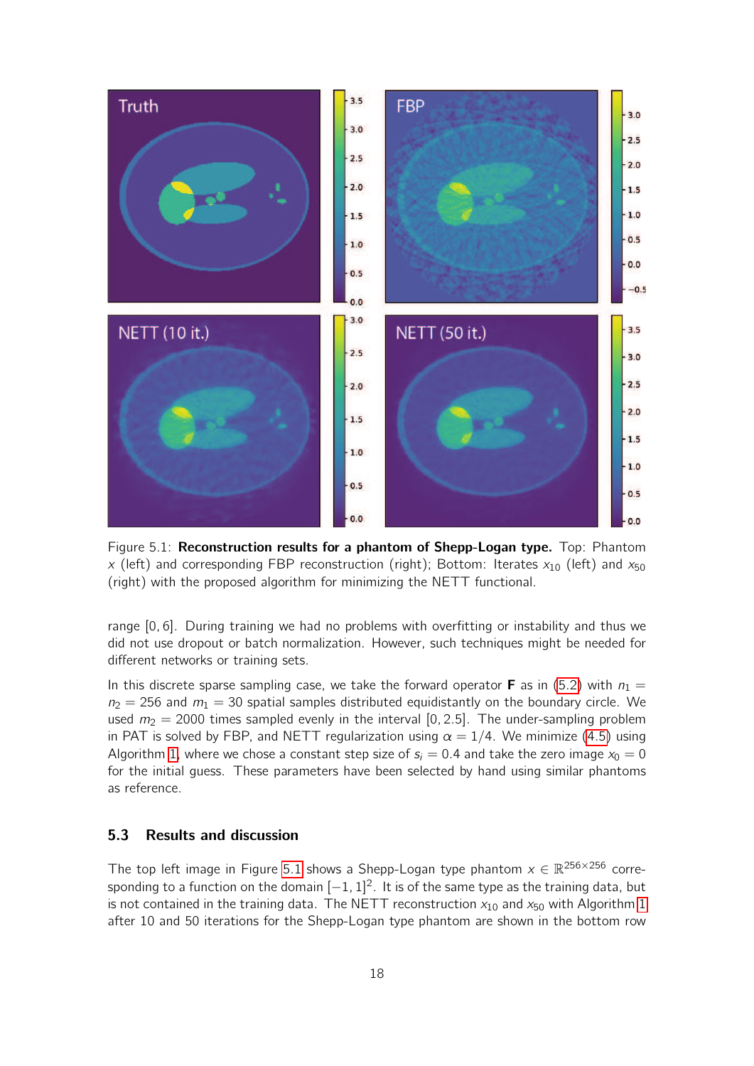Figure 5.1: **Reconstruction results for a phantom of Shepp-Logan type.** Top: Phantom $x$ (left) and corresponding FBP reconstruction (right); Bottom: Iterates $x_{10}$ (left) and $x_{50}$ (right) with the proposed algorithm for minimizing the NETT functional.

range $[0, 6]$. During training we had no problems with overfitting or instability and thus we did not use dropout or batch normalization. However, such techniques might be needed for different networks or training sets.

In this discrete sparse sampling case, we take the forward operator $\mathbf{F}$ as in (5.2) with $n_1 = n_2 = 256$ and $m_1 = 30$ spatial samples distributed equidistantly on the boundary circle. We used $m_2 = 2000$ times sampled evenly in the interval $[0, 2.5]$. The under-sampling problem in PAT is solved by FBP, and NETT regularization using $\alpha = 1/4$. We minimize (4.5) using Algorithm 1, where we chose a constant step size of $s_i = 0.4$ and take the zero image $x_0 = 0$ for the initial guess. These parameters have been selected by hand using similar phantoms as reference.

### 5.3 Results and discussion

The top left image in Figure 5.1 shows a Shepp-Logan type phantom $x \in \mathbb{R}^{256\times 256}$ corresponding to a function on the domain $[-1, 1]^2$. It is of the same type as the training data, but is not contained in the training data. The NETT reconstruction $x_{10}$ and $x_{50}$ with Algorithm 1 after 10 and 50 iterations for the Shepp-Logan type phantom are shown in the bottom row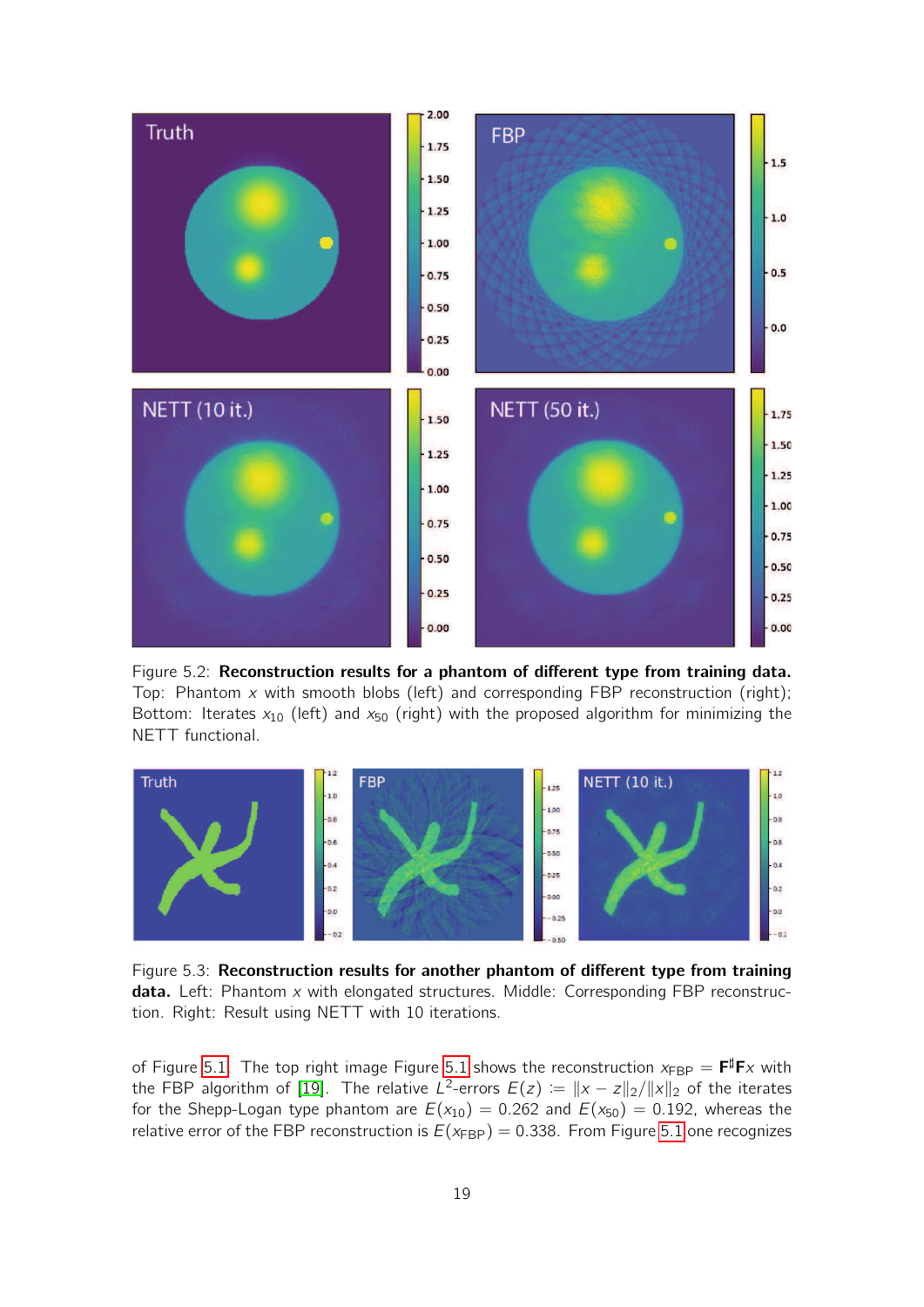Figure 5.2: **Reconstruction results for a phantom of different type from training data.** Top: Phantom $x$ with smooth blobs (left) and corresponding FBP reconstruction (right); Bottom: Iterates $x_{10}$ (left) and $x_{50}$ (right) with the proposed algorithm for minimizing the NETT functional.

Figure 5.3: **Reconstruction results for another phantom of different type from training data.** Left: Phantom $x$ with elongated structures. Middle: Corresponding FBP reconstruction. Right: Result using NETT with 10 iterations.

of Figure 5.1. The top right image Figure 5.1 shows the reconstruction $x_{\mathrm{FBP}} = \mathbf{F}^\sharp \mathbf{F} x$ with the FBP algorithm of [19]. The relative $L^2$-errors $E(z) := \|x - z\|_2 / \|x\|_2$ of the iterates for the Shepp-Logan type phantom are $E(x_{10}) = 0.262$ and $E(x_{50}) = 0.192$, whereas the relative error of the FBP reconstruction is $E(x_{\mathrm{FBP}}) = 0.338$. From Figure 5.1 one recognizes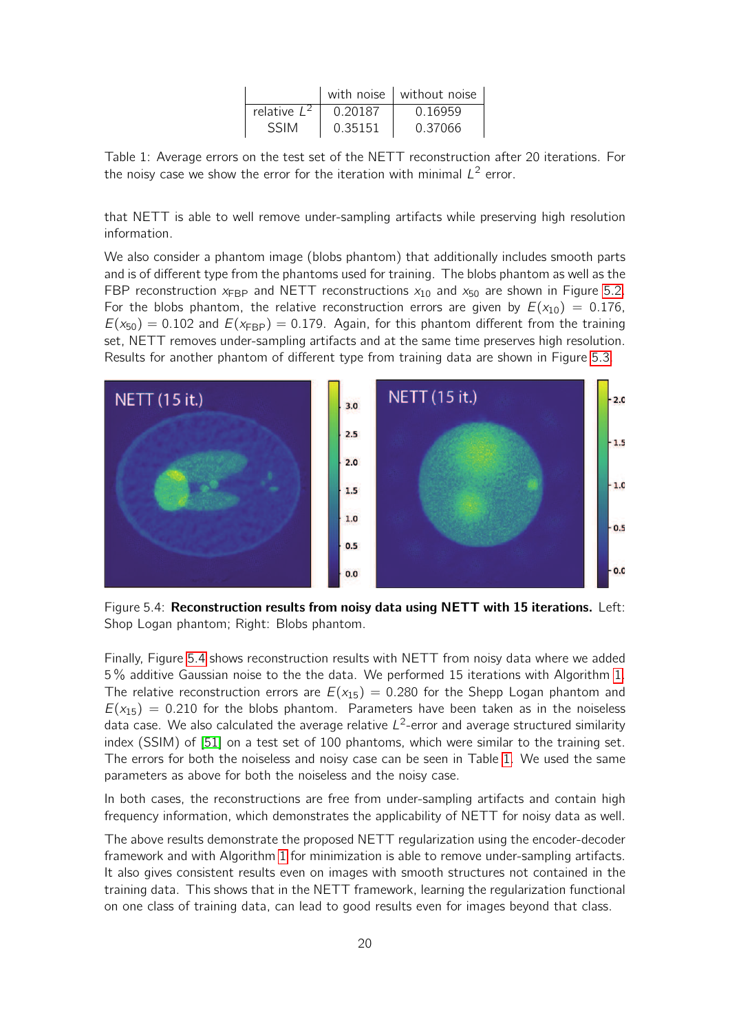| | with noise | without noise |
|---|---|---|
| relative $L^2$ | 0.20187 | 0.16959 |
| SSIM | 0.35151 | 0.37066 |

Table 1: Average errors on the test set of the NETT reconstruction after 20 iterations. For the noisy case we show the error for the iteration with minimal $L^2$ error.

that NETT is able to well remove under-sampling artifacts while preserving high resolution information.

We also consider a phantom image (blobs phantom) that additionally includes smooth parts and is of different type from the phantoms used for training. The blobs phantom as well as the FBP reconstruction $x_{\text{FBP}}$ and NETT reconstructions $x_{10}$ and $x_{50}$ are shown in Figure 5.2. For the blobs phantom, the relative reconstruction errors are given by $E(x_{10}) = 0.176$, $E(x_{50}) = 0.102$ and $E(x_{\text{FBP}}) = 0.179$. Again, for this phantom different from the training set, NETT removes under-sampling artifacts and at the same time preserves high resolution. Results for another phantom of different type from training data are shown in Figure 5.3.

Figure 5.4: **Reconstruction results from noisy data using NETT with 15 iterations.** Left: Shop Logan phantom; Right: Blobs phantom.

Finally, Figure 5.4 shows reconstruction results with NETT from noisy data where we added 5 % additive Gaussian noise to the the data. We performed 15 iterations with Algorithm 1. The relative reconstruction errors are $E(x_{15}) = 0.280$ for the Shepp Logan phantom and $E(x_{15}) = 0.210$ for the blobs phantom. Parameters have been taken as in the noiseless data case. We also calculated the average relative $L^2$-error and average structured similarity index (SSIM) of [51] on a test set of 100 phantoms, which were similar to the training set. The errors for both the noiseless and noisy case can be seen in Table 1. We used the same parameters as above for both the noiseless and the noisy case.

In both cases, the reconstructions are free from under-sampling artifacts and contain high frequency information, which demonstrates the applicability of NETT for noisy data as well.

The above results demonstrate the proposed NETT regularization using the encoder-decoder framework and with Algorithm 1 for minimization is able to remove under-sampling artifacts. It also gives consistent results even on images with smooth structures not contained in the training data. This shows that in the NETT framework, learning the regularization functional on one class of training data, can lead to good results even for images beyond that class.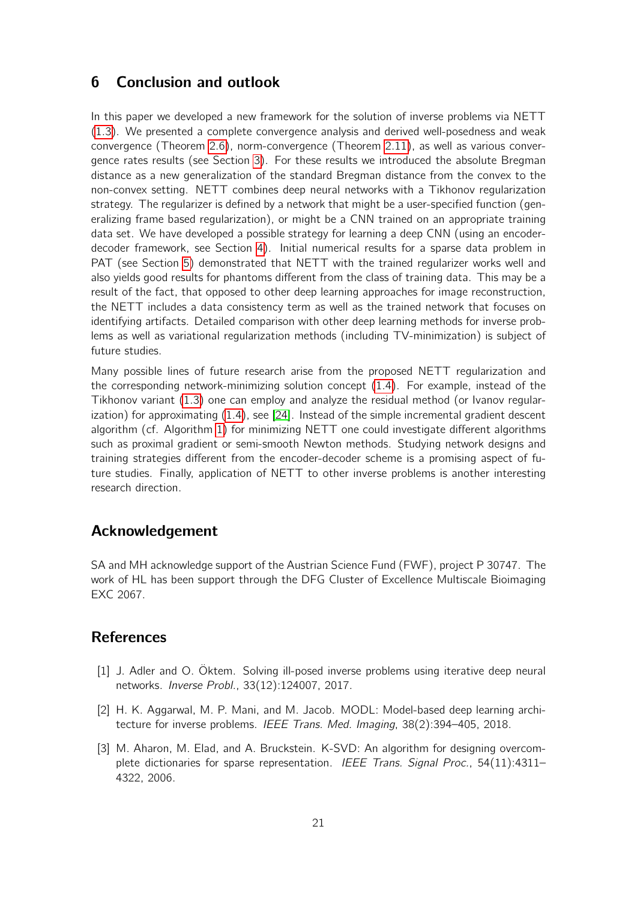## 6 Conclusion and outlook

In this paper we developed a new framework for the solution of inverse problems via NETT (1.3). We presented a complete convergence analysis and derived well-posedness and weak convergence (Theorem 2.6), norm-convergence (Theorem 2.11), as well as various convergence rates results (see Section 3). For these results we introduced the absolute Bregman distance as a new generalization of the standard Bregman distance from the convex to the non-convex setting. NETT combines deep neural networks with a Tikhonov regularization strategy. The regularizer is defined by a network that might be a user-specified function (generalizing frame based regularization), or might be a CNN trained on an appropriate training data set. We have developed a possible strategy for learning a deep CNN (using an encoder-decoder framework, see Section 4). Initial numerical results for a sparse data problem in PAT (see Section 5) demonstrated that NETT with the trained regularizer works well and also yields good results for phantoms different from the class of training data. This may be a result of the fact, that opposed to other deep learning approaches for image reconstruction, the NETT includes a data consistency term as well as the trained network that focuses on identifying artifacts. Detailed comparison with other deep learning methods for inverse problems as well as variational regularization methods (including TV-minimization) is subject of future studies.

Many possible lines of future research arise from the proposed NETT regularization and the corresponding network-minimizing solution concept (1.4). For example, instead of the Tikhonov variant (1.3) one can employ and analyze the residual method (or Ivanov regularization) for approximating (1.4), see [24]. Instead of the simple incremental gradient descent algorithm (cf. Algorithm 1) for minimizing NETT one could investigate different algorithms such as proximal gradient or semi-smooth Newton methods. Studying network designs and training strategies different from the encoder-decoder scheme is a promising aspect of future studies. Finally, application of NETT to other inverse problems is another interesting research direction.

## Acknowledgement

SA and MH acknowledge support of the Austrian Science Fund (FWF), project P 30747. The work of HL has been support through the DFG Cluster of Excellence Multiscale Bioimaging EXC 2067.

## References

[1] J. Adler and O. Öktem. Solving ill-posed inverse problems using iterative deep neural networks. *Inverse Probl.*, 33(12):124007, 2017.

[2] H. K. Aggarwal, M. P. Mani, and M. Jacob. MODL: Model-based deep learning architecture for inverse problems. *IEEE Trans. Med. Imaging*, 38(2):394–405, 2018.

[3] M. Aharon, M. Elad, and A. Bruckstein. K-SVD: An algorithm for designing overcomplete dictionaries for sparse representation. *IEEE Trans. Signal Proc.*, 54(11):4311–4322, 2006.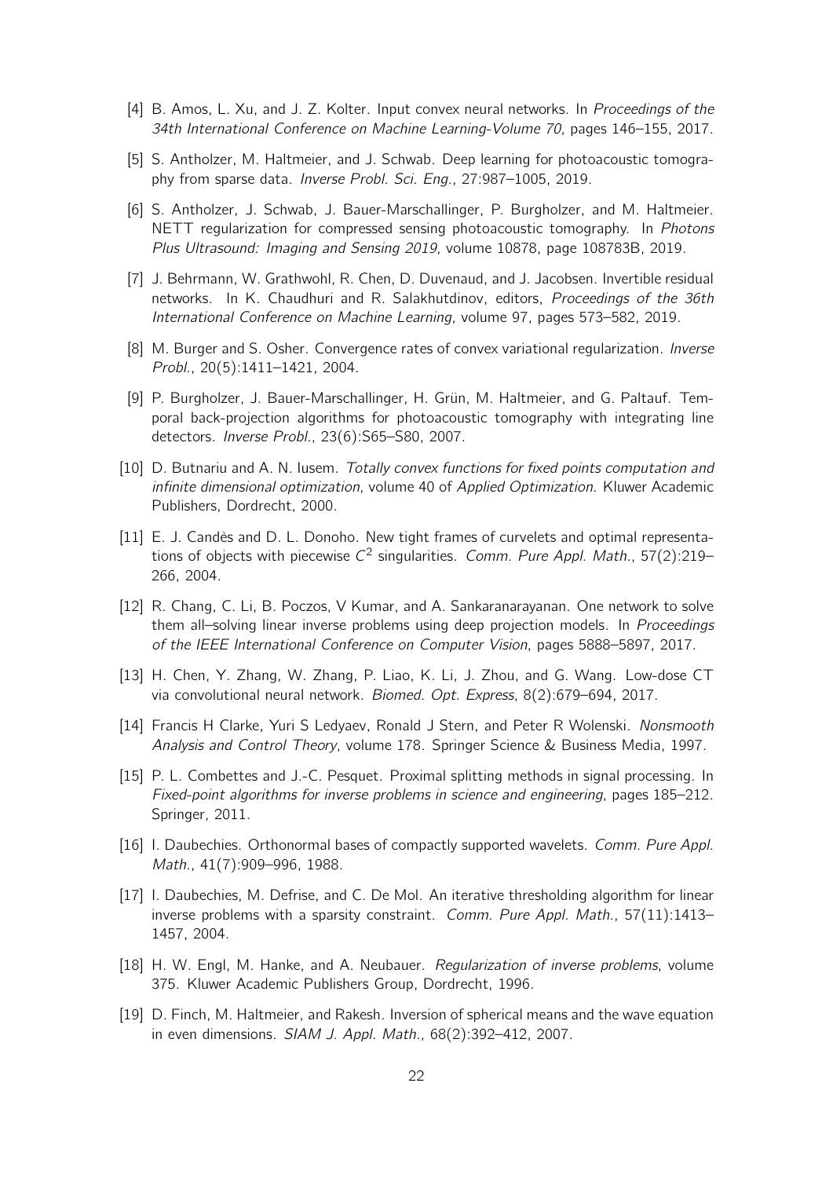[4] B. Amos, L. Xu, and J. Z. Kolter. Input convex neural networks. In *Proceedings of the 34th International Conference on Machine Learning-Volume 70*, pages 146–155, 2017.

[5] S. Antholzer, M. Haltmeier, and J. Schwab. Deep learning for photoacoustic tomography from sparse data. *Inverse Probl. Sci. Eng.*, 27:987–1005, 2019.

[6] S. Antholzer, J. Schwab, J. Bauer-Marschallinger, P. Burgholzer, and M. Haltmeier. NETT regularization for compressed sensing photoacoustic tomography. In *Photons Plus Ultrasound: Imaging and Sensing 2019*, volume 10878, page 108783B, 2019.

[7] J. Behrmann, W. Grathwohl, R. Chen, D. Duvenaud, and J. Jacobsen. Invertible residual networks. In K. Chaudhuri and R. Salakhutdinov, editors, *Proceedings of the 36th International Conference on Machine Learning*, volume 97, pages 573–582, 2019.

[8] M. Burger and S. Osher. Convergence rates of convex variational regularization. *Inverse Probl.*, 20(5):1411–1421, 2004.

[9] P. Burgholzer, J. Bauer-Marschallinger, H. Grün, M. Haltmeier, and G. Paltauf. Temporal back-projection algorithms for photoacoustic tomography with integrating line detectors. *Inverse Probl.*, 23(6):S65–S80, 2007.

[10] D. Butnariu and A. N. Iusem. *Totally convex functions for fixed points computation and infinite dimensional optimization*, volume 40 of *Applied Optimization*. Kluwer Academic Publishers, Dordrecht, 2000.

[11] E. J. Candès and D. L. Donoho. New tight frames of curvelets and optimal representations of objects with piecewise $C^2$ singularities. *Comm. Pure Appl. Math.*, 57(2):219–266, 2004.

[12] R. Chang, C. Li, B. Poczos, V Kumar, and A. Sankaranarayanan. One network to solve them all–solving linear inverse problems using deep projection models. In *Proceedings of the IEEE International Conference on Computer Vision*, pages 5888–5897, 2017.

[13] H. Chen, Y. Zhang, W. Zhang, P. Liao, K. Li, J. Zhou, and G. Wang. Low-dose CT via convolutional neural network. *Biomed. Opt. Express*, 8(2):679–694, 2017.

[14] Francis H Clarke, Yuri S Ledyaev, Ronald J Stern, and Peter R Wolenski. *Nonsmooth Analysis and Control Theory*, volume 178. Springer Science & Business Media, 1997.

[15] P. L. Combettes and J.-C. Pesquet. Proximal splitting methods in signal processing. In *Fixed-point algorithms for inverse problems in science and engineering*, pages 185–212. Springer, 2011.

[16] I. Daubechies. Orthonormal bases of compactly supported wavelets. *Comm. Pure Appl. Math.*, 41(7):909–996, 1988.

[17] I. Daubechies, M. Defrise, and C. De Mol. An iterative thresholding algorithm for linear inverse problems with a sparsity constraint. *Comm. Pure Appl. Math.*, 57(11):1413–1457, 2004.

[18] H. W. Engl, M. Hanke, and A. Neubauer. *Regularization of inverse problems*, volume 375. Kluwer Academic Publishers Group, Dordrecht, 1996.

[19] D. Finch, M. Haltmeier, and Rakesh. Inversion of spherical means and the wave equation in even dimensions. *SIAM J. Appl. Math.*, 68(2):392–412, 2007.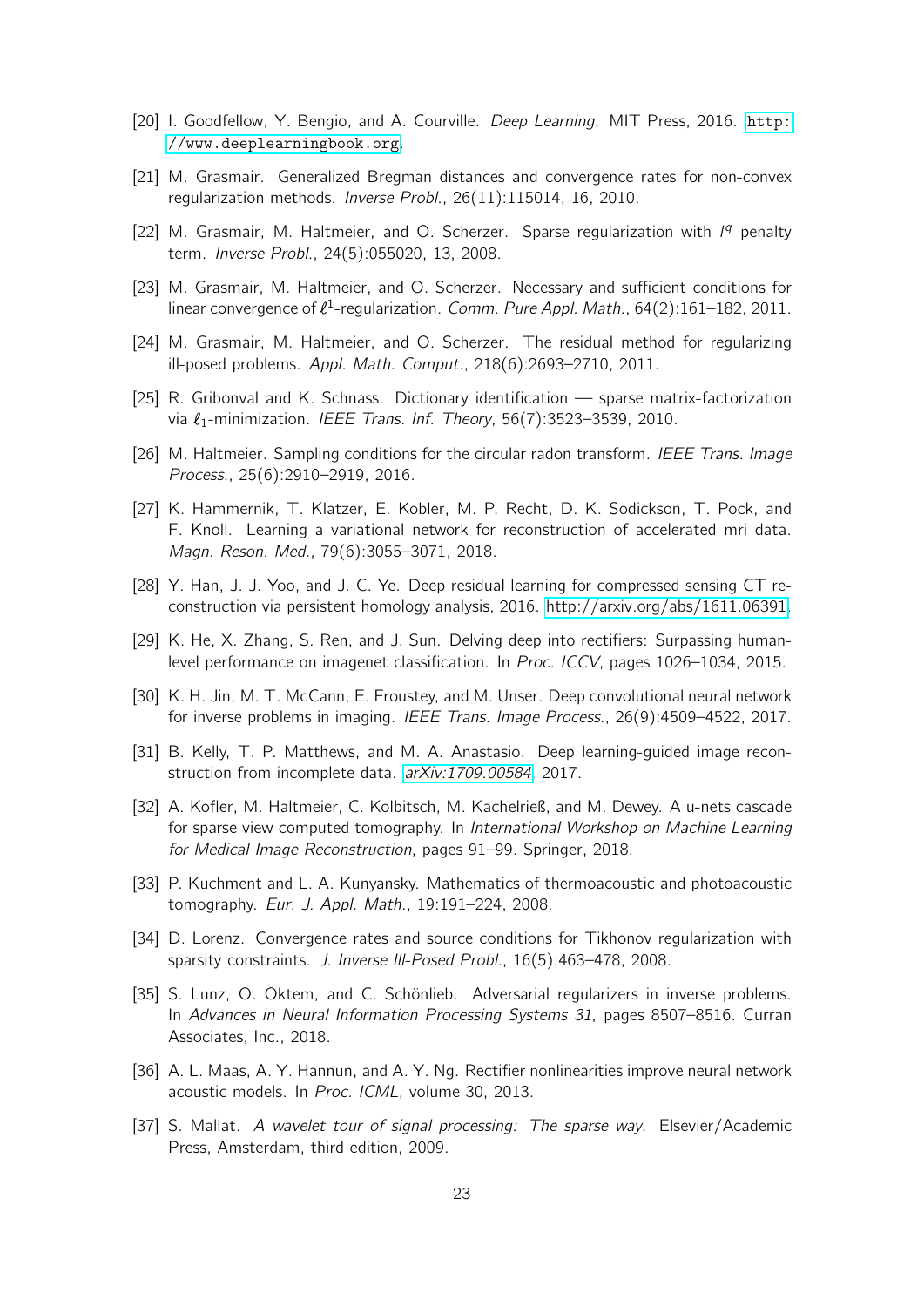[20] I. Goodfellow, Y. Bengio, and A. Courville. *Deep Learning*. MIT Press, 2016. http://www.deeplearningbook.org.

[21] M. Grasmair. Generalized Bregman distances and convergence rates for non-convex regularization methods. *Inverse Probl.*, 26(11):115014, 16, 2010.

[22] M. Grasmair, M. Haltmeier, and O. Scherzer. Sparse regularization with $l^q$ penalty term. *Inverse Probl.*, 24(5):055020, 13, 2008.

[23] M. Grasmair, M. Haltmeier, and O. Scherzer. Necessary and sufficient conditions for linear convergence of $\ell^1$-regularization. *Comm. Pure Appl. Math.*, 64(2):161–182, 2011.

[24] M. Grasmair, M. Haltmeier, and O. Scherzer. The residual method for regularizing ill-posed problems. *Appl. Math. Comput.*, 218(6):2693–2710, 2011.

[25] R. Gribonval and K. Schnass. Dictionary identification — sparse matrix-factorization via $\ell_1$-minimization. *IEEE Trans. Inf. Theory*, 56(7):3523–3539, 2010.

[26] M. Haltmeier. Sampling conditions for the circular radon transform. *IEEE Trans. Image Process.*, 25(6):2910–2919, 2016.

[27] K. Hammernik, T. Klatzer, E. Kobler, M. P. Recht, D. K. Sodickson, T. Pock, and F. Knoll. Learning a variational network for reconstruction of accelerated mri data. *Magn. Reson. Med.*, 79(6):3055–3071, 2018.

[28] Y. Han, J. J. Yoo, and J. C. Ye. Deep residual learning for compressed sensing CT reconstruction via persistent homology analysis, 2016. http://arxiv.org/abs/1611.06391.

[29] K. He, X. Zhang, S. Ren, and J. Sun. Delving deep into rectifiers: Surpassing human-level performance on imagenet classification. In *Proc. ICCV*, pages 1026–1034, 2015.

[30] K. H. Jin, M. T. McCann, E. Froustey, and M. Unser. Deep convolutional neural network for inverse problems in imaging. *IEEE Trans. Image Process.*, 26(9):4509–4522, 2017.

[31] B. Kelly, T. P. Matthews, and M. A. Anastasio. Deep learning-guided image reconstruction from incomplete data. *arXiv:1709.00584*, 2017.

[32] A. Kofler, M. Haltmeier, C. Kolbitsch, M. Kachelrieß, and M. Dewey. A u-nets cascade for sparse view computed tomography. In *International Workshop on Machine Learning for Medical Image Reconstruction*, pages 91–99. Springer, 2018.

[33] P. Kuchment and L. A. Kunyansky. Mathematics of thermoacoustic and photoacoustic tomography. *Eur. J. Appl. Math.*, 19:191–224, 2008.

[34] D. Lorenz. Convergence rates and source conditions for Tikhonov regularization with sparsity constraints. *J. Inverse Ill-Posed Probl.*, 16(5):463–478, 2008.

[35] S. Lunz, O. Öktem, and C. Schönlieb. Adversarial regularizers in inverse problems. In *Advances in Neural Information Processing Systems 31*, pages 8507–8516. Curran Associates, Inc., 2018.

[36] A. L. Maas, A. Y. Hannun, and A. Y. Ng. Rectifier nonlinearities improve neural network acoustic models. In *Proc. ICML*, volume 30, 2013.

[37] S. Mallat. *A wavelet tour of signal processing: The sparse way*. Elsevier/Academic Press, Amsterdam, third edition, 2009.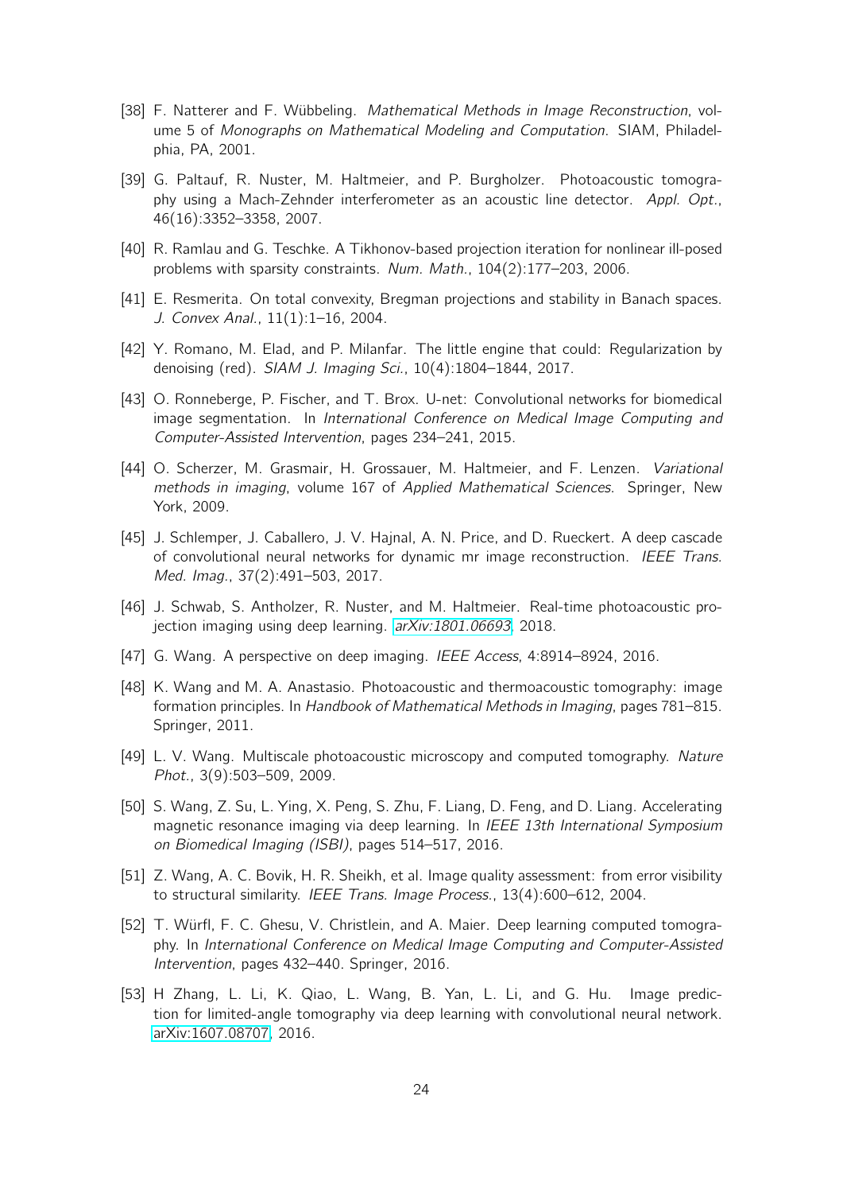[38] F. Natterer and F. Wübbeling. *Mathematical Methods in Image Reconstruction*, volume 5 of *Monographs on Mathematical Modeling and Computation*. SIAM, Philadelphia, PA, 2001.

[39] G. Paltauf, R. Nuster, M. Haltmeier, and P. Burgholzer. Photoacoustic tomography using a Mach-Zehnder interferometer as an acoustic line detector. *Appl. Opt.*, 46(16):3352–3358, 2007.

[40] R. Ramlau and G. Teschke. A Tikhonov-based projection iteration for nonlinear ill-posed problems with sparsity constraints. *Num. Math.*, 104(2):177–203, 2006.

[41] E. Resmerita. On total convexity, Bregman projections and stability in Banach spaces. *J. Convex Anal.*, 11(1):1–16, 2004.

[42] Y. Romano, M. Elad, and P. Milanfar. The little engine that could: Regularization by denoising (red). *SIAM J. Imaging Sci.*, 10(4):1804–1844, 2017.

[43] O. Ronneberge, P. Fischer, and T. Brox. U-net: Convolutional networks for biomedical image segmentation. In *International Conference on Medical Image Computing and Computer-Assisted Intervention*, pages 234–241, 2015.

[44] O. Scherzer, M. Grasmair, H. Grossauer, M. Haltmeier, and F. Lenzen. *Variational methods in imaging*, volume 167 of *Applied Mathematical Sciences*. Springer, New York, 2009.

[45] J. Schlemper, J. Caballero, J. V. Hajnal, A. N. Price, and D. Rueckert. A deep cascade of convolutional neural networks for dynamic mr image reconstruction. *IEEE Trans. Med. Imag.*, 37(2):491–503, 2017.

[46] J. Schwab, S. Antholzer, R. Nuster, and M. Haltmeier. Real-time photoacoustic projection imaging using deep learning. *arXiv:1801.06693*, 2018.

[47] G. Wang. A perspective on deep imaging. *IEEE Access*, 4:8914–8924, 2016.

[48] K. Wang and M. A. Anastasio. Photoacoustic and thermoacoustic tomography: image formation principles. In *Handbook of Mathematical Methods in Imaging*, pages 781–815. Springer, 2011.

[49] L. V. Wang. Multiscale photoacoustic microscopy and computed tomography. *Nature Phot.*, 3(9):503–509, 2009.

[50] S. Wang, Z. Su, L. Ying, X. Peng, S. Zhu, F. Liang, D. Feng, and D. Liang. Accelerating magnetic resonance imaging via deep learning. In *IEEE 13th International Symposium on Biomedical Imaging (ISBI)*, pages 514–517, 2016.

[51] Z. Wang, A. C. Bovik, H. R. Sheikh, et al. Image quality assessment: from error visibility to structural similarity. *IEEE Trans. Image Process.*, 13(4):600–612, 2004.

[52] T. Würfl, F. C. Ghesu, V. Christlein, and A. Maier. Deep learning computed tomography. In *International Conference on Medical Image Computing and Computer-Assisted Intervention*, pages 432–440. Springer, 2016.

[53] H Zhang, L. Li, K. Qiao, L. Wang, B. Yan, L. Li, and G. Hu. Image prediction for limited-angle tomography via deep learning with convolutional neural network. arXiv:1607.08707, 2016.